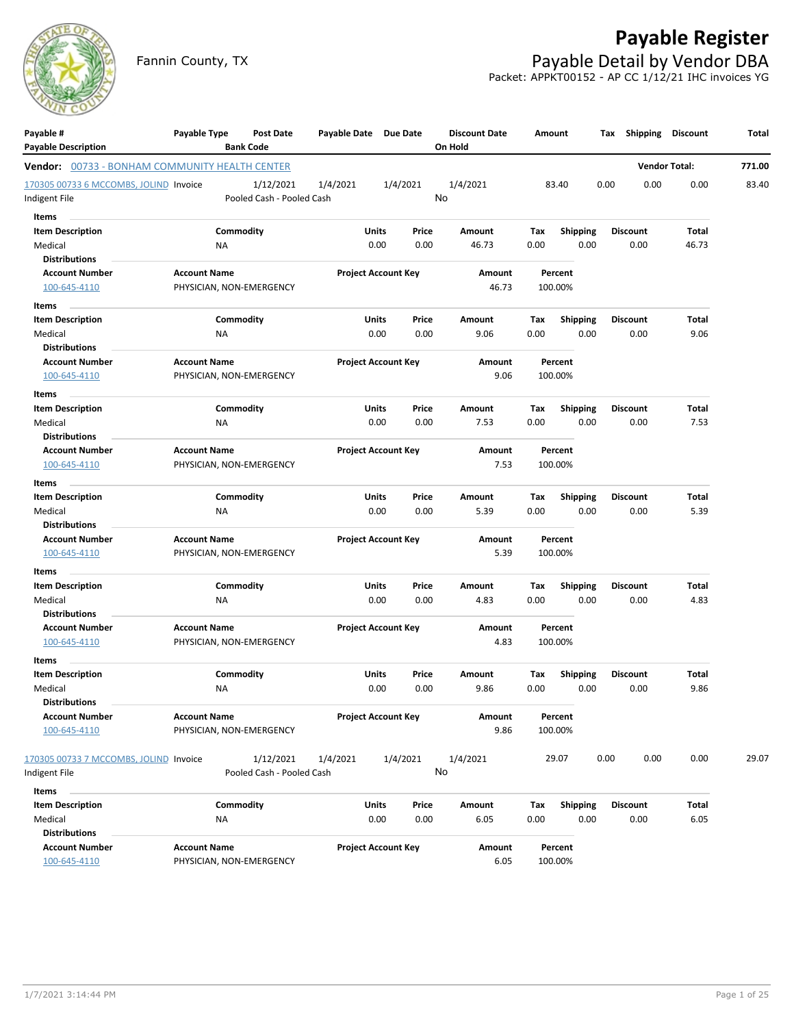# Payable Register

Fannin County, TX

## Payable Detail by Vendor DBA

Packet: APPKT00152 - AP CC 1/12/21 IHC invoices YG

| Payable # / Payable Description | Payable Type | Post Date / Bank Code | Payable Date | Due Date | Discount Date / On Hold | Amount | Tax | Shipping | Discount | Total |
|---|---|---|---|---|---|---|---|---|---|---|

**Vendor:** 00733 - BONHAM COMMUNITY HEALTH CENTER — **Vendor Total: 771.00**

| Payable # | Payable Type | Post Date | Payable Date | Due Date | Discount Date | Amount | Tax | Shipping | Discount | Total |
|---|---|---|---|---|---|---|---|---|---|---|
| 170305 00733 6 MCCOMBS, JOLIND | Invoice | 1/12/2021 | 1/4/2021 | 1/4/2021 | 1/4/2021 | 83.40 | 0.00 | 0.00 | 0.00 | 83.40 |
| Indigent File | | Pooled Cash - Pooled Cash | | | No | | | | | |

**Items**

| Item Description | Commodity | Units | Price | Amount | Tax | Shipping | Discount | Total |
|---|---|---|---|---|---|---|---|---|
| Medical | NA | 0.00 | 0.00 | 46.73 | 0.00 | 0.00 | 0.00 | 46.73 |

**Distributions**

| Account Number | Account Name | Project Account Key | Amount | Percent |
|---|---|---|---|---|
| 100-645-4110 | PHYSICIAN, NON-EMERGENCY | | 46.73 | 100.00% |

**Items**

| Item Description | Commodity | Units | Price | Amount | Tax | Shipping | Discount | Total |
|---|---|---|---|---|---|---|---|---|
| Medical | NA | 0.00 | 0.00 | 9.06 | 0.00 | 0.00 | 0.00 | 9.06 |

**Distributions**

| Account Number | Account Name | Project Account Key | Amount | Percent |
|---|---|---|---|---|
| 100-645-4110 | PHYSICIAN, NON-EMERGENCY | | 9.06 | 100.00% |

**Items**

| Item Description | Commodity | Units | Price | Amount | Tax | Shipping | Discount | Total |
|---|---|---|---|---|---|---|---|---|
| Medical | NA | 0.00 | 0.00 | 7.53 | 0.00 | 0.00 | 0.00 | 7.53 |

**Distributions**

| Account Number | Account Name | Project Account Key | Amount | Percent |
|---|---|---|---|---|
| 100-645-4110 | PHYSICIAN, NON-EMERGENCY | | 7.53 | 100.00% |

**Items**

| Item Description | Commodity | Units | Price | Amount | Tax | Shipping | Discount | Total |
|---|---|---|---|---|---|---|---|---|
| Medical | NA | 0.00 | 0.00 | 5.39 | 0.00 | 0.00 | 0.00 | 5.39 |

**Distributions**

| Account Number | Account Name | Project Account Key | Amount | Percent |
|---|---|---|---|---|
| 100-645-4110 | PHYSICIAN, NON-EMERGENCY | | 5.39 | 100.00% |

**Items**

| Item Description | Commodity | Units | Price | Amount | Tax | Shipping | Discount | Total |
|---|---|---|---|---|---|---|---|---|
| Medical | NA | 0.00 | 0.00 | 4.83 | 0.00 | 0.00 | 0.00 | 4.83 |

**Distributions**

| Account Number | Account Name | Project Account Key | Amount | Percent |
|---|---|---|---|---|
| 100-645-4110 | PHYSICIAN, NON-EMERGENCY | | 4.83 | 100.00% |

**Items**

| Item Description | Commodity | Units | Price | Amount | Tax | Shipping | Discount | Total |
|---|---|---|---|---|---|---|---|---|
| Medical | NA | 0.00 | 0.00 | 9.86 | 0.00 | 0.00 | 0.00 | 9.86 |

**Distributions**

| Account Number | Account Name | Project Account Key | Amount | Percent |
|---|---|---|---|---|
| 100-645-4110 | PHYSICIAN, NON-EMERGENCY | | 9.86 | 100.00% |

| Payable # | Payable Type | Post Date | Payable Date | Due Date | Discount Date | Amount | Tax | Shipping | Discount | Total |
|---|---|---|---|---|---|---|---|---|---|---|
| 170305 00733 7 MCCOMBS, JOLIND | Invoice | 1/12/2021 | 1/4/2021 | 1/4/2021 | 1/4/2021 | 29.07 | 0.00 | 0.00 | 0.00 | 29.07 |
| Indigent File | | Pooled Cash - Pooled Cash | | | No | | | | | |

**Items**

| Item Description | Commodity | Units | Price | Amount | Tax | Shipping | Discount | Total |
|---|---|---|---|---|---|---|---|---|
| Medical | NA | 0.00 | 0.00 | 6.05 | 0.00 | 0.00 | 0.00 | 6.05 |

**Distributions**

| Account Number | Account Name | Project Account Key | Amount | Percent |
|---|---|---|---|---|
| 100-645-4110 | PHYSICIAN, NON-EMERGENCY | | 6.05 | 100.00% |

1/7/2021 3:14:44 PM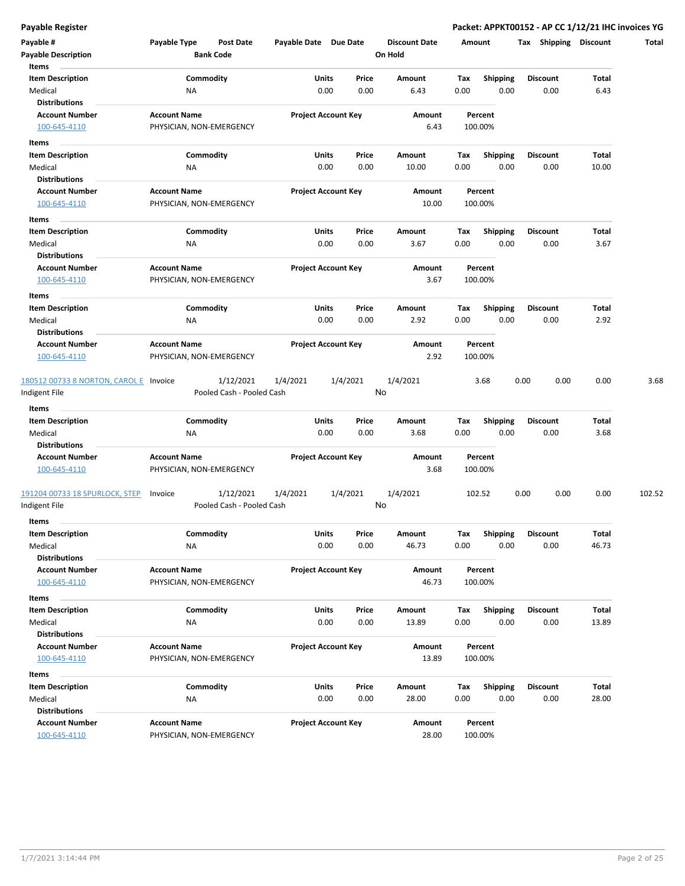## Payable Register

**Packet: APPKT00152 - AP CC 1/12/21 IHC invoices YG**

| Payable # | Payable Type | Post Date | Payable Date | Due Date | Discount Date | Amount | Tax | Shipping | Discount | Total |
|---|---|---|---|---|---|---|---|---|---|---|
| Payable Description | | Bank Code | | | On Hold | | | | | |

**Items**

| Item Description | Commodity | Units | Price | Amount | Tax | Shipping | Discount | Total |
|---|---|---|---|---|---|---|---|---|
| Medical | NA | 0.00 | 0.00 | 6.43 | 0.00 | 0.00 | 0.00 | 6.43 |

**Distributions**

| Account Number | Account Name | Project Account Key | Amount | Percent |
|---|---|---|---|---|
| 100-645-4110 | PHYSICIAN, NON-EMERGENCY | | 6.43 | 100.00% |

**Items**

| Item Description | Commodity | Units | Price | Amount | Tax | Shipping | Discount | Total |
|---|---|---|---|---|---|---|---|---|
| Medical | NA | 0.00 | 0.00 | 10.00 | 0.00 | 0.00 | 0.00 | 10.00 |

**Distributions**

| Account Number | Account Name | Project Account Key | Amount | Percent |
|---|---|---|---|---|
| 100-645-4110 | PHYSICIAN, NON-EMERGENCY | | 10.00 | 100.00% |

**Items**

| Item Description | Commodity | Units | Price | Amount | Tax | Shipping | Discount | Total |
|---|---|---|---|---|---|---|---|---|
| Medical | NA | 0.00 | 0.00 | 3.67 | 0.00 | 0.00 | 0.00 | 3.67 |

**Distributions**

| Account Number | Account Name | Project Account Key | Amount | Percent |
|---|---|---|---|---|
| 100-645-4110 | PHYSICIAN, NON-EMERGENCY | | 3.67 | 100.00% |

**Items**

| Item Description | Commodity | Units | Price | Amount | Tax | Shipping | Discount | Total |
|---|---|---|---|---|---|---|---|---|
| Medical | NA | 0.00 | 0.00 | 2.92 | 0.00 | 0.00 | 0.00 | 2.92 |

**Distributions**

| Account Number | Account Name | Project Account Key | Amount | Percent |
|---|---|---|---|---|
| 100-645-4110 | PHYSICIAN, NON-EMERGENCY | | 2.92 | 100.00% |

| Payable # | Payable Type | Post Date | Payable Date | Due Date | Discount Date | Amount | Tax | Shipping | Discount | Total |
|---|---|---|---|---|---|---|---|---|---|---|
| 180512 00733 8 NORTON, CAROL E | Invoice | 1/12/2021 | 1/4/2021 | 1/4/2021 | 1/4/2021 | 3.68 | 0.00 | 0.00 | 0.00 | 3.68 |
| Indigent File | | Pooled Cash - Pooled Cash | | | No | | | | | |

**Items**

| Item Description | Commodity | Units | Price | Amount | Tax | Shipping | Discount | Total |
|---|---|---|---|---|---|---|---|---|
| Medical | NA | 0.00 | 0.00 | 3.68 | 0.00 | 0.00 | 0.00 | 3.68 |

**Distributions**

| Account Number | Account Name | Project Account Key | Amount | Percent |
|---|---|---|---|---|
| 100-645-4110 | PHYSICIAN, NON-EMERGENCY | | 3.68 | 100.00% |

| Payable # | Payable Type | Post Date | Payable Date | Due Date | Discount Date | Amount | Tax | Shipping | Discount | Total |
|---|---|---|---|---|---|---|---|---|---|---|
| 191204 00733 18 SPURLOCK, STEP | Invoice | 1/12/2021 | 1/4/2021 | 1/4/2021 | 1/4/2021 | 102.52 | 0.00 | 0.00 | 0.00 | 102.52 |
| Indigent File | | Pooled Cash - Pooled Cash | | | No | | | | | |

**Items**

| Item Description | Commodity | Units | Price | Amount | Tax | Shipping | Discount | Total |
|---|---|---|---|---|---|---|---|---|
| Medical | NA | 0.00 | 0.00 | 46.73 | 0.00 | 0.00 | 0.00 | 46.73 |

**Distributions**

| Account Number | Account Name | Project Account Key | Amount | Percent |
|---|---|---|---|---|
| 100-645-4110 | PHYSICIAN, NON-EMERGENCY | | 46.73 | 100.00% |

**Items**

| Item Description | Commodity | Units | Price | Amount | Tax | Shipping | Discount | Total |
|---|---|---|---|---|---|---|---|---|
| Medical | NA | 0.00 | 0.00 | 13.89 | 0.00 | 0.00 | 0.00 | 13.89 |

**Distributions**

| Account Number | Account Name | Project Account Key | Amount | Percent |
|---|---|---|---|---|
| 100-645-4110 | PHYSICIAN, NON-EMERGENCY | | 13.89 | 100.00% |

**Items**

| Item Description | Commodity | Units | Price | Amount | Tax | Shipping | Discount | Total |
|---|---|---|---|---|---|---|---|---|
| Medical | NA | 0.00 | 0.00 | 28.00 | 0.00 | 0.00 | 0.00 | 28.00 |

**Distributions**

| Account Number | Account Name | Project Account Key | Amount | Percent |
|---|---|---|---|---|
| 100-645-4110 | PHYSICIAN, NON-EMERGENCY | | 28.00 | 100.00% |

1/7/2021 3:14:44 PM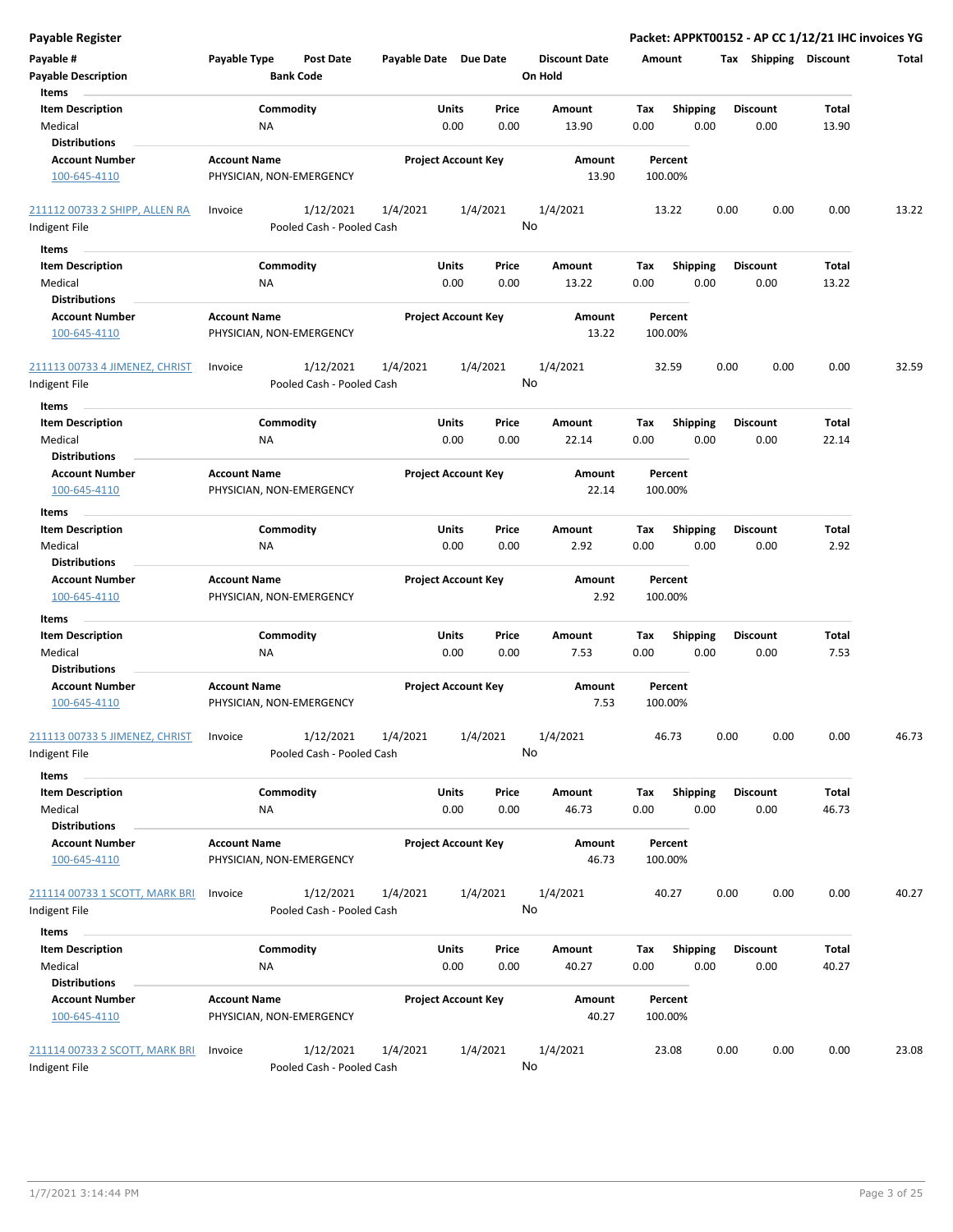**Payable Register** — **Packet: APPKT00152 - AP CC 1/12/21 IHC invoices YG**

| Payable # | Payable Type | Post Date | Payable Date | Due Date | Discount Date | Amount | Tax | Shipping | Discount | Total |
|---|---|---|---|---|---|---|---|---|---|---|
| Payable Description | | Bank Code | | | On Hold | | | | | |

Items

| Item Description | Commodity | Units | Price | Amount | Tax | Shipping | Discount | Total |
|---|---|---|---|---|---|---|---|---|
| Medical | NA | 0.00 | 0.00 | 13.90 | 0.00 | 0.00 | 0.00 | 13.90 |

Distributions

| Account Number | Account Name | Project Account Key | Amount | Percent |
|---|---|---|---|---|
| 100-645-4110 | PHYSICIAN, NON-EMERGENCY | | 13.90 | 100.00% |

| Payable # | Payable Type | Post Date | Payable Date | Due Date | Discount Date | Amount | Tax | Shipping | Discount | Total |
|---|---|---|---|---|---|---|---|---|---|---|
| 211112 00733 2 SHIPP, ALLEN RA | Invoice | 1/12/2021 | 1/4/2021 | 1/4/2021 | 1/4/2021 | 13.22 | 0.00 | 0.00 | 0.00 | 13.22 |
| Indigent File | | Pooled Cash - Pooled Cash | | | No | | | | | |

Items

| Item Description | Commodity | Units | Price | Amount | Tax | Shipping | Discount | Total |
|---|---|---|---|---|---|---|---|---|
| Medical | NA | 0.00 | 0.00 | 13.22 | 0.00 | 0.00 | 0.00 | 13.22 |

Distributions

| Account Number | Account Name | Project Account Key | Amount | Percent |
|---|---|---|---|---|
| 100-645-4110 | PHYSICIAN, NON-EMERGENCY | | 13.22 | 100.00% |

| Payable # | Payable Type | Post Date | Payable Date | Due Date | Discount Date | Amount | Tax | Shipping | Discount | Total |
|---|---|---|---|---|---|---|---|---|---|---|
| 211113 00733 4 JIMENEZ, CHRIST | Invoice | 1/12/2021 | 1/4/2021 | 1/4/2021 | 1/4/2021 | 32.59 | 0.00 | 0.00 | 0.00 | 32.59 |
| Indigent File | | Pooled Cash - Pooled Cash | | | No | | | | | |

Items

| Item Description | Commodity | Units | Price | Amount | Tax | Shipping | Discount | Total |
|---|---|---|---|---|---|---|---|---|
| Medical | NA | 0.00 | 0.00 | 22.14 | 0.00 | 0.00 | 0.00 | 22.14 |

Distributions

| Account Number | Account Name | Project Account Key | Amount | Percent |
|---|---|---|---|---|
| 100-645-4110 | PHYSICIAN, NON-EMERGENCY | | 22.14 | 100.00% |

Items

| Item Description | Commodity | Units | Price | Amount | Tax | Shipping | Discount | Total |
|---|---|---|---|---|---|---|---|---|
| Medical | NA | 0.00 | 0.00 | 2.92 | 0.00 | 0.00 | 0.00 | 2.92 |

Distributions

| Account Number | Account Name | Project Account Key | Amount | Percent |
|---|---|---|---|---|
| 100-645-4110 | PHYSICIAN, NON-EMERGENCY | | 2.92 | 100.00% |

Items

| Item Description | Commodity | Units | Price | Amount | Tax | Shipping | Discount | Total |
|---|---|---|---|---|---|---|---|---|
| Medical | NA | 0.00 | 0.00 | 7.53 | 0.00 | 0.00 | 0.00 | 7.53 |

Distributions

| Account Number | Account Name | Project Account Key | Amount | Percent |
|---|---|---|---|---|
| 100-645-4110 | PHYSICIAN, NON-EMERGENCY | | 7.53 | 100.00% |

| Payable # | Payable Type | Post Date | Payable Date | Due Date | Discount Date | Amount | Tax | Shipping | Discount | Total |
|---|---|---|---|---|---|---|---|---|---|---|
| 211113 00733 5 JIMENEZ, CHRIST | Invoice | 1/12/2021 | 1/4/2021 | 1/4/2021 | 1/4/2021 | 46.73 | 0.00 | 0.00 | 0.00 | 46.73 |
| Indigent File | | Pooled Cash - Pooled Cash | | | No | | | | | |

Items

| Item Description | Commodity | Units | Price | Amount | Tax | Shipping | Discount | Total |
|---|---|---|---|---|---|---|---|---|
| Medical | NA | 0.00 | 0.00 | 46.73 | 0.00 | 0.00 | 0.00 | 46.73 |

Distributions

| Account Number | Account Name | Project Account Key | Amount | Percent |
|---|---|---|---|---|
| 100-645-4110 | PHYSICIAN, NON-EMERGENCY | | 46.73 | 100.00% |

| Payable # | Payable Type | Post Date | Payable Date | Due Date | Discount Date | Amount | Tax | Shipping | Discount | Total |
|---|---|---|---|---|---|---|---|---|---|---|
| 211114 00733 1 SCOTT, MARK BRI | Invoice | 1/12/2021 | 1/4/2021 | 1/4/2021 | 1/4/2021 | 40.27 | 0.00 | 0.00 | 0.00 | 40.27 |
| Indigent File | | Pooled Cash - Pooled Cash | | | No | | | | | |

Items

| Item Description | Commodity | Units | Price | Amount | Tax | Shipping | Discount | Total |
|---|---|---|---|---|---|---|---|---|
| Medical | NA | 0.00 | 0.00 | 40.27 | 0.00 | 0.00 | 0.00 | 40.27 |

Distributions

| Account Number | Account Name | Project Account Key | Amount | Percent |
|---|---|---|---|---|
| 100-645-4110 | PHYSICIAN, NON-EMERGENCY | | 40.27 | 100.00% |

| Payable # | Payable Type | Post Date | Payable Date | Due Date | Discount Date | Amount | Tax | Shipping | Discount | Total |
|---|---|---|---|---|---|---|---|---|---|---|
| 211114 00733 2 SCOTT, MARK BRI | Invoice | 1/12/2021 | 1/4/2021 | 1/4/2021 | 1/4/2021 | 23.08 | 0.00 | 0.00 | 0.00 | 23.08 |
| Indigent File | | Pooled Cash - Pooled Cash | | | No | | | | | |

1/7/2021 3:14:44 PM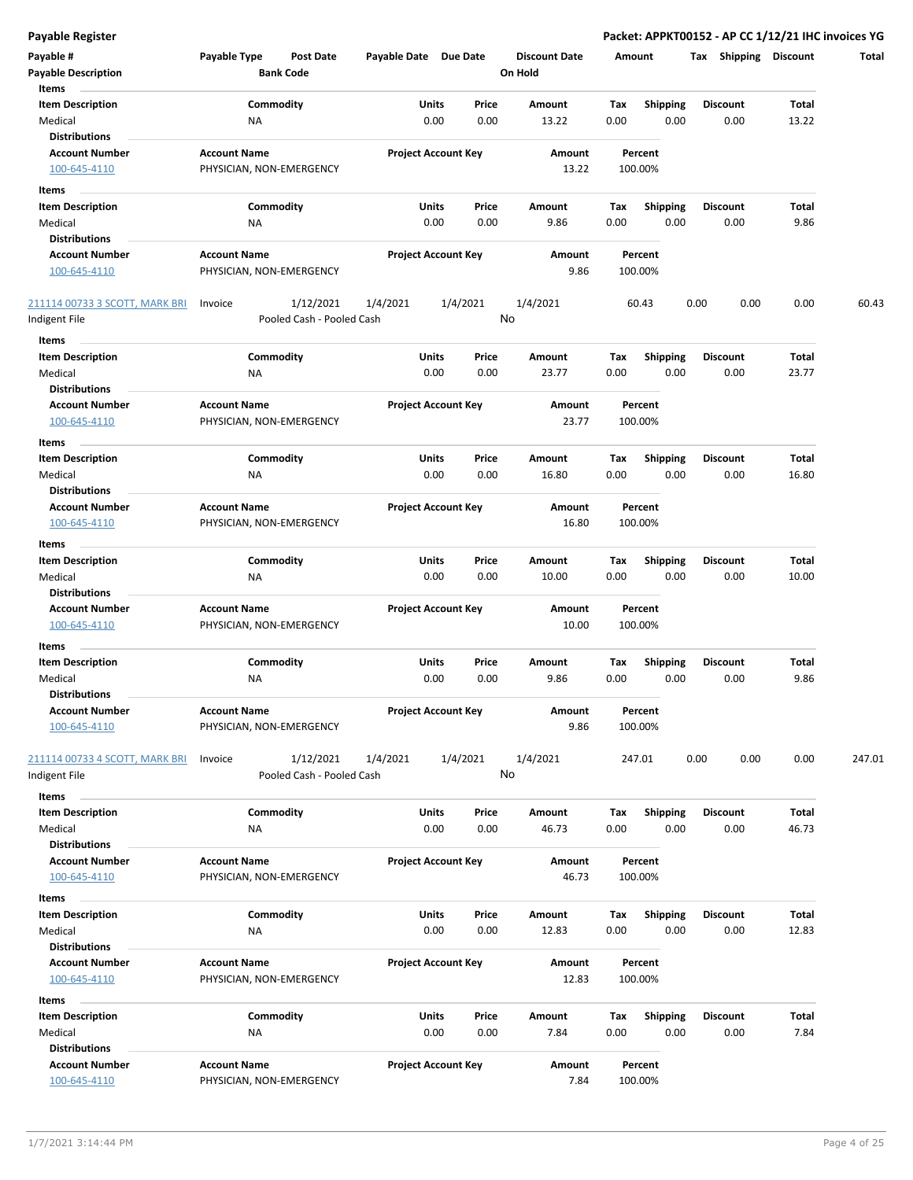**Payable Register**

**Packet: APPKT00152 - AP CC 1/12/21 IHC invoices YG**

| Payable # | Payable Type | Post Date | Payable Date | Due Date | Discount Date | Amount | Tax | Shipping | Discount | Total |
|---|---|---|---|---|---|---|---|---|---|---|
| **Payable Description** | | **Bank Code** | | | **On Hold** | | | | | |

**Items**

| Item Description | Commodity | Units | Price | Amount | Tax | Shipping | Discount | Total |
|---|---|---|---|---|---|---|---|---|
| Medical | NA | 0.00 | 0.00 | 13.22 | 0.00 | 0.00 | 0.00 | 13.22 |

**Distributions**

| Account Number | Account Name | Project Account Key | Amount | Percent |
|---|---|---|---|---|
| 100-645-4110 | PHYSICIAN, NON-EMERGENCY | | 13.22 | 100.00% |

**Items**

| Item Description | Commodity | Units | Price | Amount | Tax | Shipping | Discount | Total |
|---|---|---|---|---|---|---|---|---|
| Medical | NA | 0.00 | 0.00 | 9.86 | 0.00 | 0.00 | 0.00 | 9.86 |

**Distributions**

| Account Number | Account Name | Project Account Key | Amount | Percent |
|---|---|---|---|---|
| 100-645-4110 | PHYSICIAN, NON-EMERGENCY | | 9.86 | 100.00% |

| Payable # | Payable Type | Post Date | Payable Date | Due Date | Discount Date | Amount | Tax | Shipping | Discount | Total |
|---|---|---|---|---|---|---|---|---|---|---|
| 211114 00733 3 SCOTT, MARK BRI | Invoice | 1/12/2021 | 1/4/2021 | 1/4/2021 | 1/4/2021 | 60.43 | 0.00 | 0.00 | 0.00 | 60.43 |
| Indigent File | | Pooled Cash - Pooled Cash | | | No | | | | | |

**Items**

| Item Description | Commodity | Units | Price | Amount | Tax | Shipping | Discount | Total |
|---|---|---|---|---|---|---|---|---|
| Medical | NA | 0.00 | 0.00 | 23.77 | 0.00 | 0.00 | 0.00 | 23.77 |

**Distributions**

| Account Number | Account Name | Project Account Key | Amount | Percent |
|---|---|---|---|---|
| 100-645-4110 | PHYSICIAN, NON-EMERGENCY | | 23.77 | 100.00% |

**Items**

| Item Description | Commodity | Units | Price | Amount | Tax | Shipping | Discount | Total |
|---|---|---|---|---|---|---|---|---|
| Medical | NA | 0.00 | 0.00 | 16.80 | 0.00 | 0.00 | 0.00 | 16.80 |

**Distributions**

| Account Number | Account Name | Project Account Key | Amount | Percent |
|---|---|---|---|---|
| 100-645-4110 | PHYSICIAN, NON-EMERGENCY | | 16.80 | 100.00% |

**Items**

| Item Description | Commodity | Units | Price | Amount | Tax | Shipping | Discount | Total |
|---|---|---|---|---|---|---|---|---|
| Medical | NA | 0.00 | 0.00 | 10.00 | 0.00 | 0.00 | 0.00 | 10.00 |

**Distributions**

| Account Number | Account Name | Project Account Key | Amount | Percent |
|---|---|---|---|---|
| 100-645-4110 | PHYSICIAN, NON-EMERGENCY | | 10.00 | 100.00% |

**Items**

| Item Description | Commodity | Units | Price | Amount | Tax | Shipping | Discount | Total |
|---|---|---|---|---|---|---|---|---|
| Medical | NA | 0.00 | 0.00 | 9.86 | 0.00 | 0.00 | 0.00 | 9.86 |

**Distributions**

| Account Number | Account Name | Project Account Key | Amount | Percent |
|---|---|---|---|---|
| 100-645-4110 | PHYSICIAN, NON-EMERGENCY | | 9.86 | 100.00% |

| Payable # | Payable Type | Post Date | Payable Date | Due Date | Discount Date | Amount | Tax | Shipping | Discount | Total |
|---|---|---|---|---|---|---|---|---|---|---|
| 211114 00733 4 SCOTT, MARK BRI | Invoice | 1/12/2021 | 1/4/2021 | 1/4/2021 | 1/4/2021 | 247.01 | 0.00 | 0.00 | 0.00 | 247.01 |
| Indigent File | | Pooled Cash - Pooled Cash | | | No | | | | | |

**Items**

| Item Description | Commodity | Units | Price | Amount | Tax | Shipping | Discount | Total |
|---|---|---|---|---|---|---|---|---|
| Medical | NA | 0.00 | 0.00 | 46.73 | 0.00 | 0.00 | 0.00 | 46.73 |

**Distributions**

| Account Number | Account Name | Project Account Key | Amount | Percent |
|---|---|---|---|---|
| 100-645-4110 | PHYSICIAN, NON-EMERGENCY | | 46.73 | 100.00% |

**Items**

| Item Description | Commodity | Units | Price | Amount | Tax | Shipping | Discount | Total |
|---|---|---|---|---|---|---|---|---|
| Medical | NA | 0.00 | 0.00 | 12.83 | 0.00 | 0.00 | 0.00 | 12.83 |

**Distributions**

| Account Number | Account Name | Project Account Key | Amount | Percent |
|---|---|---|---|---|
| 100-645-4110 | PHYSICIAN, NON-EMERGENCY | | 12.83 | 100.00% |

**Items**

| Item Description | Commodity | Units | Price | Amount | Tax | Shipping | Discount | Total |
|---|---|---|---|---|---|---|---|---|
| Medical | NA | 0.00 | 0.00 | 7.84 | 0.00 | 0.00 | 0.00 | 7.84 |

**Distributions**

| Account Number | Account Name | Project Account Key | Amount | Percent |
|---|---|---|---|---|
| 100-645-4110 | PHYSICIAN, NON-EMERGENCY | | 7.84 | 100.00% |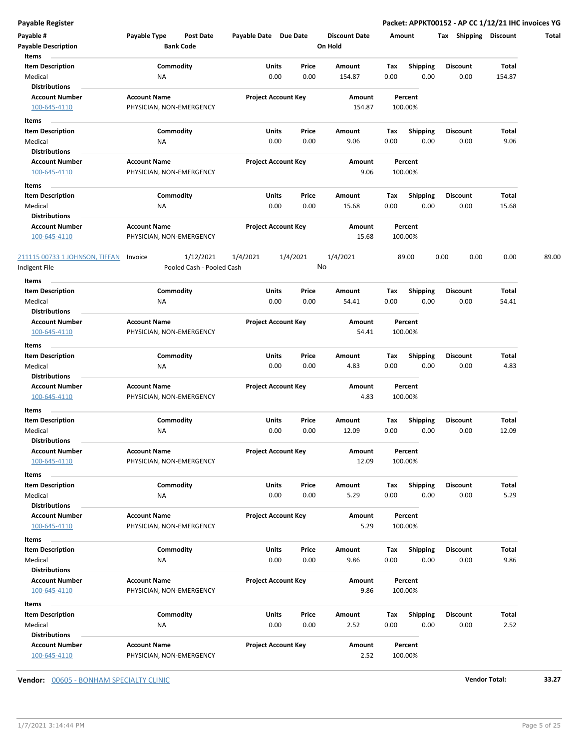**Payable Register** **Packet: APPKT00152 - AP CC 1/12/21 IHC invoices YG**

| Payable # | Payable Type | Post Date | Payable Date | Due Date | Discount Date | Amount | Tax | Shipping | Discount | Total |
|---|---|---|---|---|---|---|---|---|---|---|
| Payable Description | | Bank Code | | | On Hold | | | | | |

**Items**

| Item Description | Commodity | Units | Price | Amount | Tax | Shipping | Discount | Total |
|---|---|---|---|---|---|---|---|---|
| Medical | NA | 0.00 | 0.00 | 154.87 | 0.00 | 0.00 | 0.00 | 154.87 |

**Distributions**

| Account Number | Account Name | Project Account Key | Amount | Percent |
|---|---|---|---|---|
| 100-645-4110 | PHYSICIAN, NON-EMERGENCY | | 154.87 | 100.00% |

**Items**

| Item Description | Commodity | Units | Price | Amount | Tax | Shipping | Discount | Total |
|---|---|---|---|---|---|---|---|---|
| Medical | NA | 0.00 | 0.00 | 9.06 | 0.00 | 0.00 | 0.00 | 9.06 |

**Distributions**

| Account Number | Account Name | Project Account Key | Amount | Percent |
|---|---|---|---|---|
| 100-645-4110 | PHYSICIAN, NON-EMERGENCY | | 9.06 | 100.00% |

**Items**

| Item Description | Commodity | Units | Price | Amount | Tax | Shipping | Discount | Total |
|---|---|---|---|---|---|---|---|---|
| Medical | NA | 0.00 | 0.00 | 15.68 | 0.00 | 0.00 | 0.00 | 15.68 |

**Distributions**

| Account Number | Account Name | Project Account Key | Amount | Percent |
|---|---|---|---|---|
| 100-645-4110 | PHYSICIAN, NON-EMERGENCY | | 15.68 | 100.00% |

| Payable # | Payable Type | Post Date | Payable Date | Due Date | Discount Date | Amount | Tax | Shipping | Discount | Total |
|---|---|---|---|---|---|---|---|---|---|---|
| 211115 00733 1 JOHNSON, TIFFAN | Invoice | 1/12/2021 | 1/4/2021 | 1/4/2021 | 1/4/2021 | 89.00 | 0.00 | 0.00 | 0.00 | 89.00 |
| Indigent File | | Pooled Cash - Pooled Cash | | | No | | | | | |

**Items**

| Item Description | Commodity | Units | Price | Amount | Tax | Shipping | Discount | Total |
|---|---|---|---|---|---|---|---|---|
| Medical | NA | 0.00 | 0.00 | 54.41 | 0.00 | 0.00 | 0.00 | 54.41 |

**Distributions**

| Account Number | Account Name | Project Account Key | Amount | Percent |
|---|---|---|---|---|
| 100-645-4110 | PHYSICIAN, NON-EMERGENCY | | 54.41 | 100.00% |

**Items**

| Item Description | Commodity | Units | Price | Amount | Tax | Shipping | Discount | Total |
|---|---|---|---|---|---|---|---|---|
| Medical | NA | 0.00 | 0.00 | 4.83 | 0.00 | 0.00 | 0.00 | 4.83 |

**Distributions**

| Account Number | Account Name | Project Account Key | Amount | Percent |
|---|---|---|---|---|
| 100-645-4110 | PHYSICIAN, NON-EMERGENCY | | 4.83 | 100.00% |

**Items**

| Item Description | Commodity | Units | Price | Amount | Tax | Shipping | Discount | Total |
|---|---|---|---|---|---|---|---|---|
| Medical | NA | 0.00 | 0.00 | 12.09 | 0.00 | 0.00 | 0.00 | 12.09 |

**Distributions**

| Account Number | Account Name | Project Account Key | Amount | Percent |
|---|---|---|---|---|
| 100-645-4110 | PHYSICIAN, NON-EMERGENCY | | 12.09 | 100.00% |

**Items**

| Item Description | Commodity | Units | Price | Amount | Tax | Shipping | Discount | Total |
|---|---|---|---|---|---|---|---|---|
| Medical | NA | 0.00 | 0.00 | 5.29 | 0.00 | 0.00 | 0.00 | 5.29 |

**Distributions**

| Account Number | Account Name | Project Account Key | Amount | Percent |
|---|---|---|---|---|
| 100-645-4110 | PHYSICIAN, NON-EMERGENCY | | 5.29 | 100.00% |

**Items**

| Item Description | Commodity | Units | Price | Amount | Tax | Shipping | Discount | Total |
|---|---|---|---|---|---|---|---|---|
| Medical | NA | 0.00 | 0.00 | 9.86 | 0.00 | 0.00 | 0.00 | 9.86 |

**Distributions**

| Account Number | Account Name | Project Account Key | Amount | Percent |
|---|---|---|---|---|
| 100-645-4110 | PHYSICIAN, NON-EMERGENCY | | 9.86 | 100.00% |

**Items**

| Item Description | Commodity | Units | Price | Amount | Tax | Shipping | Discount | Total |
|---|---|---|---|---|---|---|---|---|
| Medical | NA | 0.00 | 0.00 | 2.52 | 0.00 | 0.00 | 0.00 | 2.52 |

**Distributions**

| Account Number | Account Name | Project Account Key | Amount | Percent |
|---|---|---|---|---|
| 100-645-4110 | PHYSICIAN, NON-EMERGENCY | | 2.52 | 100.00% |

**Vendor:** 00605 - BONHAM SPECIALTY CLINIC **Vendor Total:** **33.27**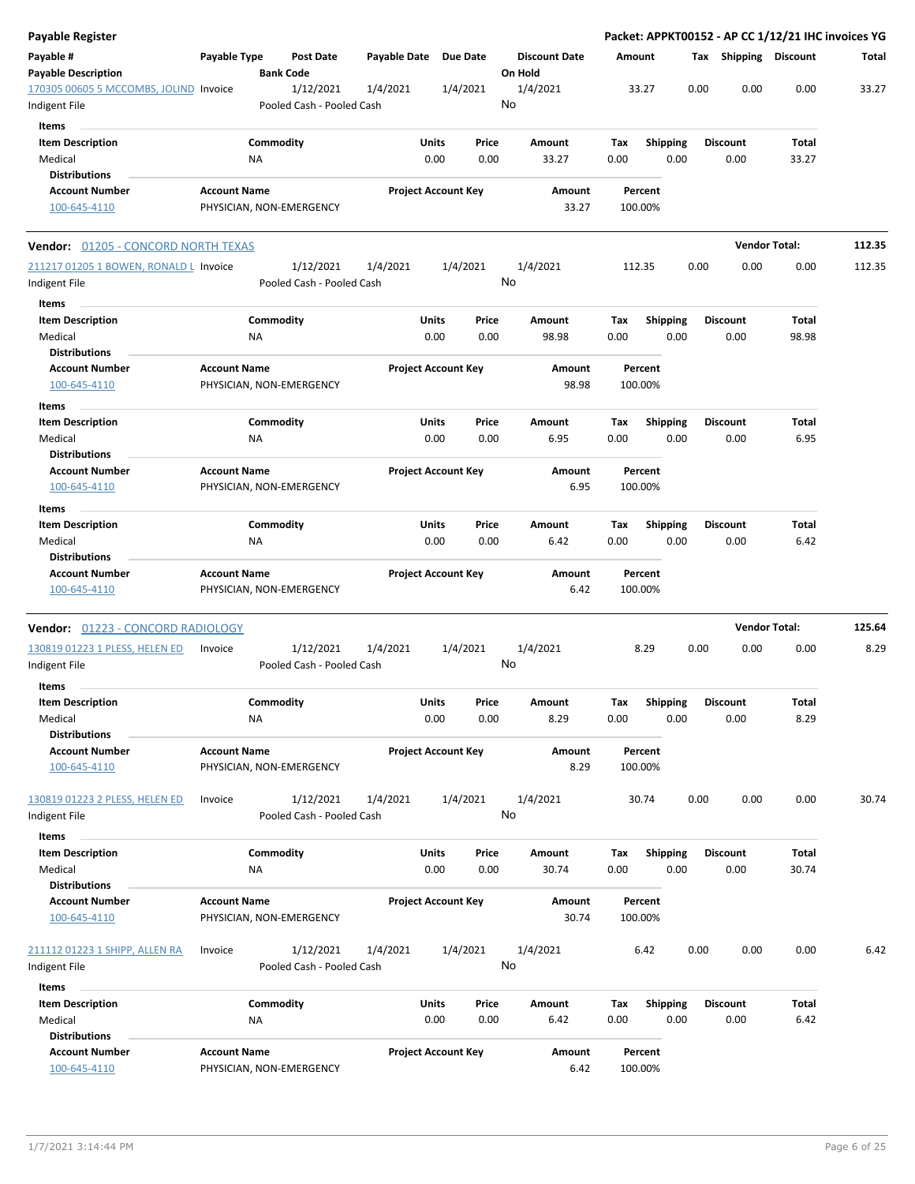# Payable Register

**Packet: APPKT00152 - AP CC 1/12/21 IHC invoices YG**

| Payable # | Payable Type | Post Date | Payable Date | Due Date | Discount Date | Amount | Tax | Shipping | Discount | Total |
|---|---|---|---|---|---|---|---|---|---|---|
| **Payable Description** | | **Bank Code** | | | **On Hold** | | | | | |
| 170305 00605 5 MCCOMBS, JOLIND | Invoice | 1/12/2021 | 1/4/2021 | 1/4/2021 | 1/4/2021 | 33.27 | 0.00 | 0.00 | 0.00 | 33.27 |
| Indigent File | | Pooled Cash - Pooled Cash | | | No | | | | | |

**Items**

| Item Description | Commodity | Units | Price | Amount | Tax | Shipping | Discount | Total |
|---|---|---|---|---|---|---|---|---|
| Medical | NA | 0.00 | 0.00 | 33.27 | 0.00 | 0.00 | 0.00 | 33.27 |

**Distributions**

| Account Number | Account Name | Project Account Key | Amount | Percent |
|---|---|---|---|---|
| 100-645-4110 | PHYSICIAN, NON-EMERGENCY | | 33.27 | 100.00% |

## Vendor: 01205 - CONCORD NORTH TEXAS

**Vendor Total: 112.35**

| Payable # | Payable Type | Post Date | Payable Date | Due Date | Discount Date | Amount | Tax | Shipping | Discount | Total |
|---|---|---|---|---|---|---|---|---|---|---|
| 211217 01205 1 BOWEN, RONALD L | Invoice | 1/12/2021 | 1/4/2021 | 1/4/2021 | 1/4/2021 | 112.35 | 0.00 | 0.00 | 0.00 | 112.35 |
| Indigent File | | Pooled Cash - Pooled Cash | | | No | | | | | |

**Items**

| Item Description | Commodity | Units | Price | Amount | Tax | Shipping | Discount | Total |
|---|---|---|---|---|---|---|---|---|
| Medical | NA | 0.00 | 0.00 | 98.98 | 0.00 | 0.00 | 0.00 | 98.98 |

**Distributions**

| Account Number | Account Name | Project Account Key | Amount | Percent |
|---|---|---|---|---|
| 100-645-4110 | PHYSICIAN, NON-EMERGENCY | | 98.98 | 100.00% |

**Items**

| Item Description | Commodity | Units | Price | Amount | Tax | Shipping | Discount | Total |
|---|---|---|---|---|---|---|---|---|
| Medical | NA | 0.00 | 0.00 | 6.95 | 0.00 | 0.00 | 0.00 | 6.95 |

**Distributions**

| Account Number | Account Name | Project Account Key | Amount | Percent |
|---|---|---|---|---|
| 100-645-4110 | PHYSICIAN, NON-EMERGENCY | | 6.95 | 100.00% |

**Items**

| Item Description | Commodity | Units | Price | Amount | Tax | Shipping | Discount | Total |
|---|---|---|---|---|---|---|---|---|
| Medical | NA | 0.00 | 0.00 | 6.42 | 0.00 | 0.00 | 0.00 | 6.42 |

**Distributions**

| Account Number | Account Name | Project Account Key | Amount | Percent |
|---|---|---|---|---|
| 100-645-4110 | PHYSICIAN, NON-EMERGENCY | | 6.42 | 100.00% |

## Vendor: 01223 - CONCORD RADIOLOGY

**Vendor Total: 125.64**

| Payable # | Payable Type | Post Date | Payable Date | Due Date | Discount Date | Amount | Tax | Shipping | Discount | Total |
|---|---|---|---|---|---|---|---|---|---|---|
| 130819 01223 1 PLESS, HELEN ED | Invoice | 1/12/2021 | 1/4/2021 | 1/4/2021 | 1/4/2021 | 8.29 | 0.00 | 0.00 | 0.00 | 8.29 |
| Indigent File | | Pooled Cash - Pooled Cash | | | No | | | | | |

**Items**

| Item Description | Commodity | Units | Price | Amount | Tax | Shipping | Discount | Total |
|---|---|---|---|---|---|---|---|---|
| Medical | NA | 0.00 | 0.00 | 8.29 | 0.00 | 0.00 | 0.00 | 8.29 |

**Distributions**

| Account Number | Account Name | Project Account Key | Amount | Percent |
|---|---|---|---|---|
| 100-645-4110 | PHYSICIAN, NON-EMERGENCY | | 8.29 | 100.00% |

| Payable # | Payable Type | Post Date | Payable Date | Due Date | Discount Date | Amount | Tax | Shipping | Discount | Total |
|---|---|---|---|---|---|---|---|---|---|---|
| 130819 01223 2 PLESS, HELEN ED | Invoice | 1/12/2021 | 1/4/2021 | 1/4/2021 | 1/4/2021 | 30.74 | 0.00 | 0.00 | 0.00 | 30.74 |
| Indigent File | | Pooled Cash - Pooled Cash | | | No | | | | | |

**Items**

| Item Description | Commodity | Units | Price | Amount | Tax | Shipping | Discount | Total |
|---|---|---|---|---|---|---|---|---|
| Medical | NA | 0.00 | 0.00 | 30.74 | 0.00 | 0.00 | 0.00 | 30.74 |

**Distributions**

| Account Number | Account Name | Project Account Key | Amount | Percent |
|---|---|---|---|---|
| 100-645-4110 | PHYSICIAN, NON-EMERGENCY | | 30.74 | 100.00% |

| Payable # | Payable Type | Post Date | Payable Date | Due Date | Discount Date | Amount | Tax | Shipping | Discount | Total |
|---|---|---|---|---|---|---|---|---|---|---|
| 211112 01223 1 SHIPP, ALLEN RA | Invoice | 1/12/2021 | 1/4/2021 | 1/4/2021 | 1/4/2021 | 6.42 | 0.00 | 0.00 | 0.00 | 6.42 |
| Indigent File | | Pooled Cash - Pooled Cash | | | No | | | | | |

**Items**

| Item Description | Commodity | Units | Price | Amount | Tax | Shipping | Discount | Total |
|---|---|---|---|---|---|---|---|---|
| Medical | NA | 0.00 | 0.00 | 6.42 | 0.00 | 0.00 | 0.00 | 6.42 |

**Distributions**

| Account Number | Account Name | Project Account Key | Amount | Percent |
|---|---|---|---|---|
| 100-645-4110 | PHYSICIAN, NON-EMERGENCY | | 6.42 | 100.00% |

1/7/2021 3:14:44 PM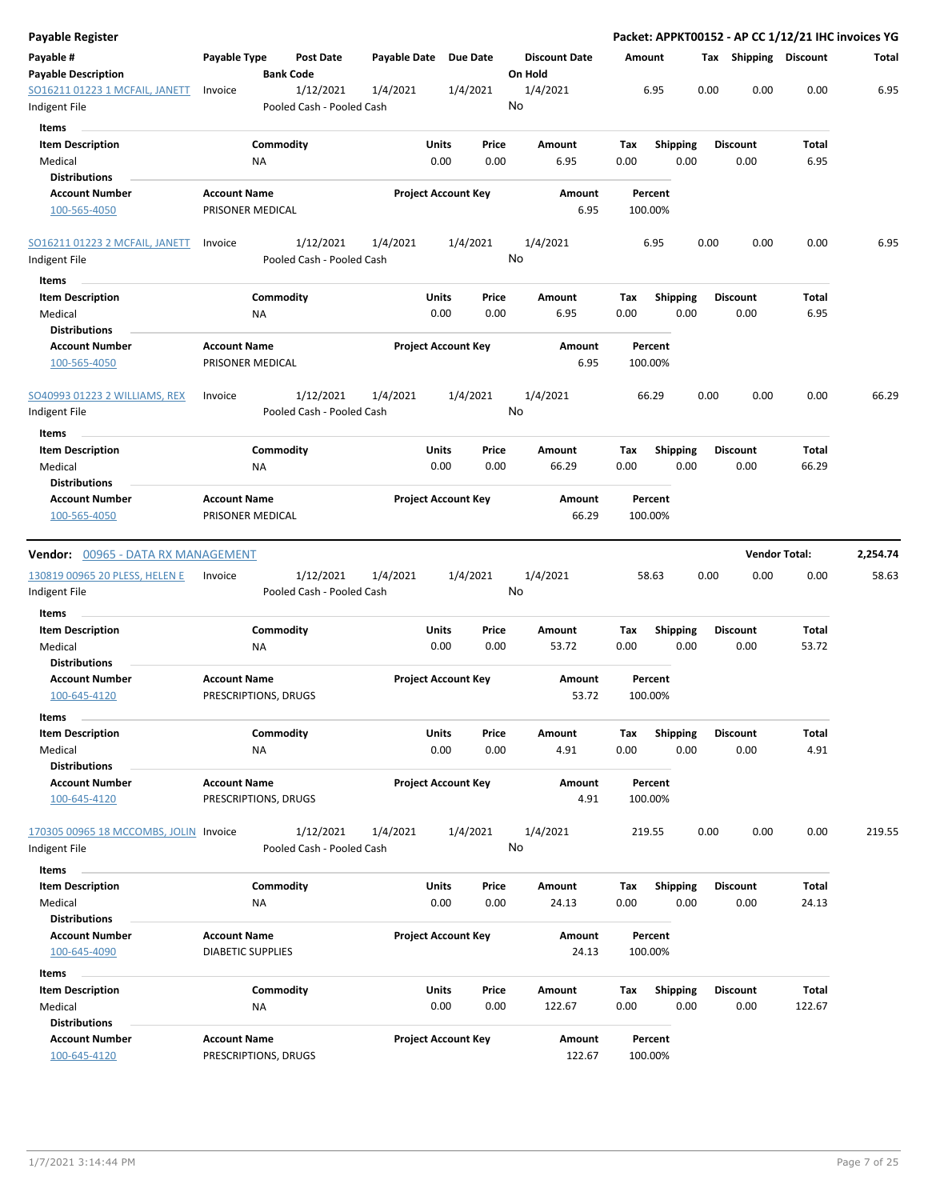## Payable Register

**Packet: APPKT00152 - AP CC 1/12/21 IHC invoices YG**

| Payable # / Payable Description | Payable Type | Post Date / Bank Code | Payable Date | Due Date | Discount Date / On Hold | Amount | Tax | Shipping | Discount | Total |
|---|---|---|---|---|---|---|---|---|---|---|
| SO16211 01223 1 MCFAIL, JANETT | Invoice | 1/12/2021 | 1/4/2021 | 1/4/2021 | 1/4/2021 | 6.95 | 0.00 | 0.00 | 0.00 | 6.95 |
| Indigent File | | Pooled Cash - Pooled Cash | | | No | | | | | |

**Items**

| Item Description | Commodity | Units | Price | Amount | Tax | Shipping | Discount | Total |
|---|---|---|---|---|---|---|---|---|
| Medical | NA | 0.00 | 0.00 | 6.95 | 0.00 | 0.00 | 0.00 | 6.95 |

**Distributions**

| Account Number | Account Name | Project Account Key | Amount | Percent |
|---|---|---|---|---|
| 100-565-4050 | PRISONER MEDICAL | | 6.95 | 100.00% |

| Payable # / Payable Description | Payable Type | Post Date / Bank Code | Payable Date | Due Date | Discount Date / On Hold | Amount | Tax | Shipping | Discount | Total |
|---|---|---|---|---|---|---|---|---|---|---|
| SO16211 01223 2 MCFAIL, JANETT | Invoice | 1/12/2021 | 1/4/2021 | 1/4/2021 | 1/4/2021 | 6.95 | 0.00 | 0.00 | 0.00 | 6.95 |
| Indigent File | | Pooled Cash - Pooled Cash | | | No | | | | | |

**Items**

| Item Description | Commodity | Units | Price | Amount | Tax | Shipping | Discount | Total |
|---|---|---|---|---|---|---|---|---|
| Medical | NA | 0.00 | 0.00 | 6.95 | 0.00 | 0.00 | 0.00 | 6.95 |

**Distributions**

| Account Number | Account Name | Project Account Key | Amount | Percent |
|---|---|---|---|---|
| 100-565-4050 | PRISONER MEDICAL | | 6.95 | 100.00% |

| Payable # / Payable Description | Payable Type | Post Date / Bank Code | Payable Date | Due Date | Discount Date / On Hold | Amount | Tax | Shipping | Discount | Total |
|---|---|---|---|---|---|---|---|---|---|---|
| SO40993 01223 2 WILLIAMS, REX | Invoice | 1/12/2021 | 1/4/2021 | 1/4/2021 | 1/4/2021 | 66.29 | 0.00 | 0.00 | 0.00 | 66.29 |
| Indigent File | | Pooled Cash - Pooled Cash | | | No | | | | | |

**Items**

| Item Description | Commodity | Units | Price | Amount | Tax | Shipping | Discount | Total |
|---|---|---|---|---|---|---|---|---|
| Medical | NA | 0.00 | 0.00 | 66.29 | 0.00 | 0.00 | 0.00 | 66.29 |

**Distributions**

| Account Number | Account Name | Project Account Key | Amount | Percent |
|---|---|---|---|---|
| 100-565-4050 | PRISONER MEDICAL | | 66.29 | 100.00% |

---

**Vendor:** 00965 - DATA RX MANAGEMENT — **Vendor Total:** 2,254.74

| Payable # / Payable Description | Payable Type | Post Date / Bank Code | Payable Date | Due Date | Discount Date / On Hold | Amount | Tax | Shipping | Discount | Total |
|---|---|---|---|---|---|---|---|---|---|---|
| 130819 00965 20 PLESS, HELEN E | Invoice | 1/12/2021 | 1/4/2021 | 1/4/2021 | 1/4/2021 | 58.63 | 0.00 | 0.00 | 0.00 | 58.63 |
| Indigent File | | Pooled Cash - Pooled Cash | | | No | | | | | |

**Items**

| Item Description | Commodity | Units | Price | Amount | Tax | Shipping | Discount | Total |
|---|---|---|---|---|---|---|---|---|
| Medical | NA | 0.00 | 0.00 | 53.72 | 0.00 | 0.00 | 0.00 | 53.72 |

**Distributions**

| Account Number | Account Name | Project Account Key | Amount | Percent |
|---|---|---|---|---|
| 100-645-4120 | PRESCRIPTIONS, DRUGS | | 53.72 | 100.00% |

**Items**

| Item Description | Commodity | Units | Price | Amount | Tax | Shipping | Discount | Total |
|---|---|---|---|---|---|---|---|---|
| Medical | NA | 0.00 | 0.00 | 4.91 | 0.00 | 0.00 | 0.00 | 4.91 |

**Distributions**

| Account Number | Account Name | Project Account Key | Amount | Percent |
|---|---|---|---|---|
| 100-645-4120 | PRESCRIPTIONS, DRUGS | | 4.91 | 100.00% |

| Payable # / Payable Description | Payable Type | Post Date / Bank Code | Payable Date | Due Date | Discount Date / On Hold | Amount | Tax | Shipping | Discount | Total |
|---|---|---|---|---|---|---|---|---|---|---|
| 170305 00965 18 MCCOMBS, JOLIN | Invoice | 1/12/2021 | 1/4/2021 | 1/4/2021 | 1/4/2021 | 219.55 | 0.00 | 0.00 | 0.00 | 219.55 |
| Indigent File | | Pooled Cash - Pooled Cash | | | No | | | | | |

**Items**

| Item Description | Commodity | Units | Price | Amount | Tax | Shipping | Discount | Total |
|---|---|---|---|---|---|---|---|---|
| Medical | NA | 0.00 | 0.00 | 24.13 | 0.00 | 0.00 | 0.00 | 24.13 |

**Distributions**

| Account Number | Account Name | Project Account Key | Amount | Percent |
|---|---|---|---|---|
| 100-645-4090 | DIABETIC SUPPLIES | | 24.13 | 100.00% |

**Items**

| Item Description | Commodity | Units | Price | Amount | Tax | Shipping | Discount | Total |
|---|---|---|---|---|---|---|---|---|
| Medical | NA | 0.00 | 0.00 | 122.67 | 0.00 | 0.00 | 0.00 | 122.67 |

**Distributions**

| Account Number | Account Name | Project Account Key | Amount | Percent |
|---|---|---|---|---|
| 100-645-4120 | PRESCRIPTIONS, DRUGS | | 122.67 | 100.00% |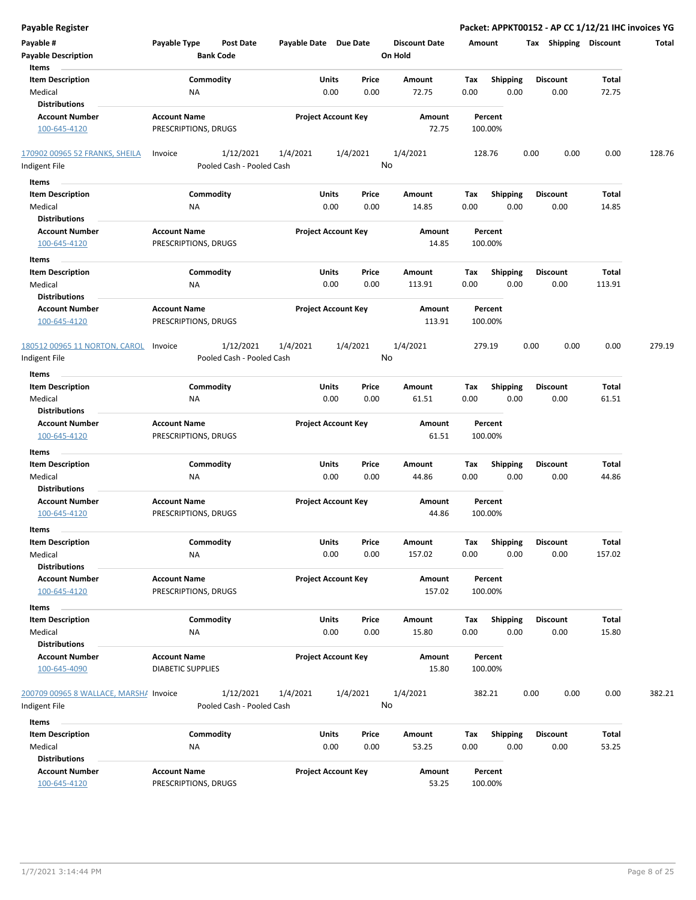## Payable Register

**Packet: APPKT00152 - AP CC 1/12/21 IHC invoices YG**

| Payable # | Payable Type | Post Date | Payable Date | Due Date | Discount Date | Amount | Tax | Shipping | Discount | Total |
|---|---|---|---|---|---|---|---|---|---|---|
| Payable Description | | Bank Code | | | On Hold | | | | | |

**Items**

| Item Description | Commodity | Units | Price | Amount | Tax | Shipping | Discount | Total |
|---|---|---|---|---|---|---|---|---|
| Medical | NA | 0.00 | 0.00 | 72.75 | 0.00 | 0.00 | 0.00 | 72.75 |

**Distributions**

| Account Number | Account Name | Project Account Key | Amount | Percent |
|---|---|---|---|---|
| 100-645-4120 | PRESCRIPTIONS, DRUGS | | 72.75 | 100.00% |

| Payable # | Payable Type | Post Date | Payable Date | Due Date | Discount Date | Amount | Tax | Shipping | Discount | Total |
|---|---|---|---|---|---|---|---|---|---|---|
| 170902 00965 52 FRANKS, SHEILA | Invoice | 1/12/2021 | 1/4/2021 | 1/4/2021 | 1/4/2021 | 128.76 | 0.00 | 0.00 | 0.00 | 128.76 |
| Indigent File | | Pooled Cash - Pooled Cash | | | No | | | | | |

**Items**

| Item Description | Commodity | Units | Price | Amount | Tax | Shipping | Discount | Total |
|---|---|---|---|---|---|---|---|---|
| Medical | NA | 0.00 | 0.00 | 14.85 | 0.00 | 0.00 | 0.00 | 14.85 |

**Distributions**

| Account Number | Account Name | Project Account Key | Amount | Percent |
|---|---|---|---|---|
| 100-645-4120 | PRESCRIPTIONS, DRUGS | | 14.85 | 100.00% |

**Items**

| Item Description | Commodity | Units | Price | Amount | Tax | Shipping | Discount | Total |
|---|---|---|---|---|---|---|---|---|
| Medical | NA | 0.00 | 0.00 | 113.91 | 0.00 | 0.00 | 0.00 | 113.91 |

**Distributions**

| Account Number | Account Name | Project Account Key | Amount | Percent |
|---|---|---|---|---|
| 100-645-4120 | PRESCRIPTIONS, DRUGS | | 113.91 | 100.00% |

| Payable # | Payable Type | Post Date | Payable Date | Due Date | Discount Date | Amount | Tax | Shipping | Discount | Total |
|---|---|---|---|---|---|---|---|---|---|---|
| 180512 00965 11 NORTON, CAROL | Invoice | 1/12/2021 | 1/4/2021 | 1/4/2021 | 1/4/2021 | 279.19 | 0.00 | 0.00 | 0.00 | 279.19 |
| Indigent File | | Pooled Cash - Pooled Cash | | | No | | | | | |

**Items**

| Item Description | Commodity | Units | Price | Amount | Tax | Shipping | Discount | Total |
|---|---|---|---|---|---|---|---|---|
| Medical | NA | 0.00 | 0.00 | 61.51 | 0.00 | 0.00 | 0.00 | 61.51 |

**Distributions**

| Account Number | Account Name | Project Account Key | Amount | Percent |
|---|---|---|---|---|
| 100-645-4120 | PRESCRIPTIONS, DRUGS | | 61.51 | 100.00% |

**Items**

| Item Description | Commodity | Units | Price | Amount | Tax | Shipping | Discount | Total |
|---|---|---|---|---|---|---|---|---|
| Medical | NA | 0.00 | 0.00 | 44.86 | 0.00 | 0.00 | 0.00 | 44.86 |

**Distributions**

| Account Number | Account Name | Project Account Key | Amount | Percent |
|---|---|---|---|---|
| 100-645-4120 | PRESCRIPTIONS, DRUGS | | 44.86 | 100.00% |

**Items**

| Item Description | Commodity | Units | Price | Amount | Tax | Shipping | Discount | Total |
|---|---|---|---|---|---|---|---|---|
| Medical | NA | 0.00 | 0.00 | 157.02 | 0.00 | 0.00 | 0.00 | 157.02 |

**Distributions**

| Account Number | Account Name | Project Account Key | Amount | Percent |
|---|---|---|---|---|
| 100-645-4120 | PRESCRIPTIONS, DRUGS | | 157.02 | 100.00% |

**Items**

| Item Description | Commodity | Units | Price | Amount | Tax | Shipping | Discount | Total |
|---|---|---|---|---|---|---|---|---|
| Medical | NA | 0.00 | 0.00 | 15.80 | 0.00 | 0.00 | 0.00 | 15.80 |

**Distributions**

| Account Number | Account Name | Project Account Key | Amount | Percent |
|---|---|---|---|---|
| 100-645-4090 | DIABETIC SUPPLIES | | 15.80 | 100.00% |

| Payable # | Payable Type | Post Date | Payable Date | Due Date | Discount Date | Amount | Tax | Shipping | Discount | Total |
|---|---|---|---|---|---|---|---|---|---|---|
| 200709 00965 8 WALLACE, MARSHA | Invoice | 1/12/2021 | 1/4/2021 | 1/4/2021 | 1/4/2021 | 382.21 | 0.00 | 0.00 | 0.00 | 382.21 |
| Indigent File | | Pooled Cash - Pooled Cash | | | No | | | | | |

**Items**

| Item Description | Commodity | Units | Price | Amount | Tax | Shipping | Discount | Total |
|---|---|---|---|---|---|---|---|---|
| Medical | NA | 0.00 | 0.00 | 53.25 | 0.00 | 0.00 | 0.00 | 53.25 |

**Distributions**

| Account Number | Account Name | Project Account Key | Amount | Percent |
|---|---|---|---|---|
| 100-645-4120 | PRESCRIPTIONS, DRUGS | | 53.25 | 100.00% |

1/7/2021 3:14:44 PM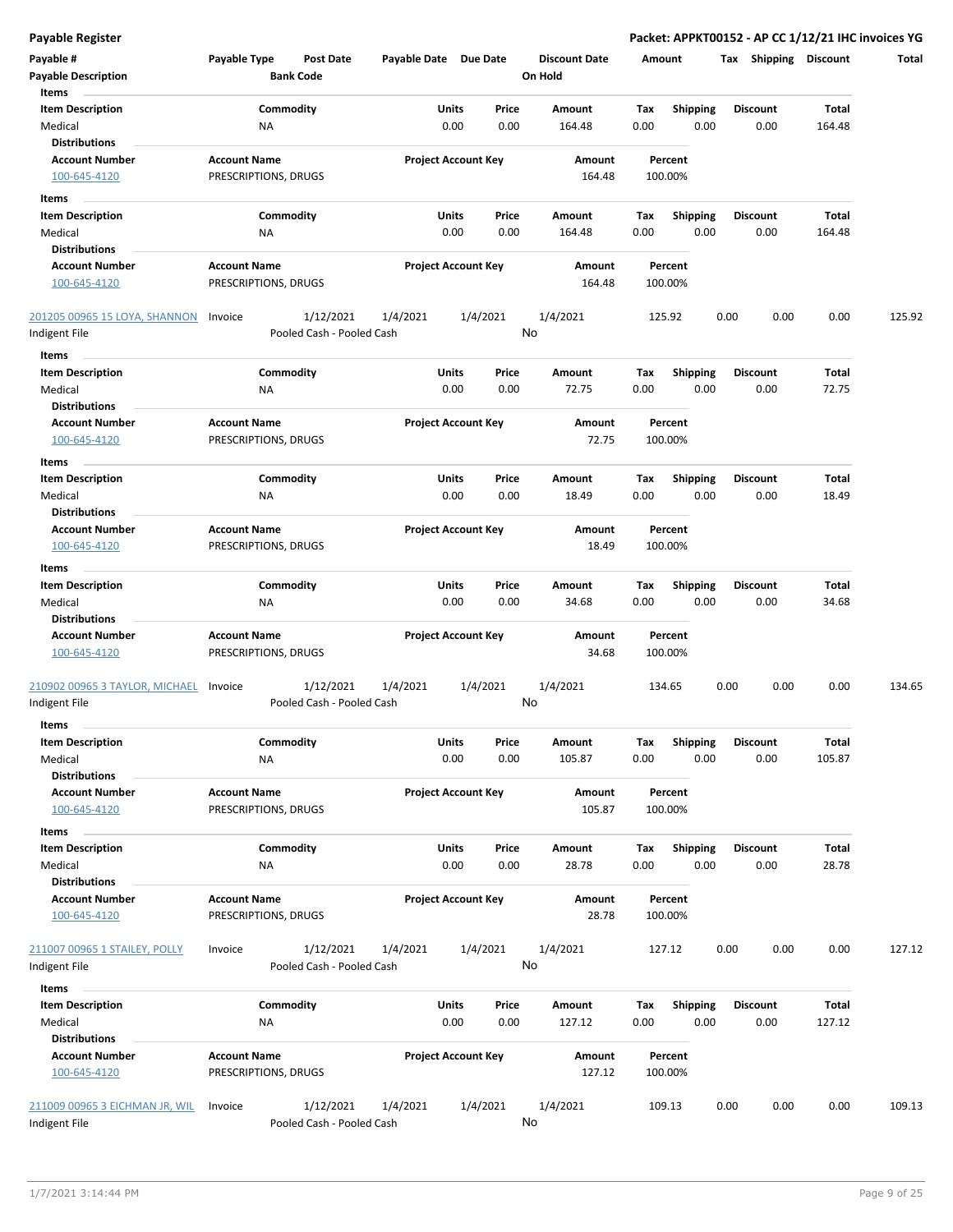**Payable Register** — **Packet: APPKT00152 - AP CC 1/12/21 IHC invoices YG**

| Payable # | Payable Type | Post Date | Payable Date | Due Date | Discount Date | Amount | Tax | Shipping | Discount | Total |
|---|---|---|---|---|---|---|---|---|---|---|
| Payable Description | | Bank Code | | | On Hold | | | | | |

**Items**

| Item Description | Commodity | Units | Price | Amount | Tax | Shipping | Discount | Total |
|---|---|---|---|---|---|---|---|---|
| Medical | NA | 0.00 | 0.00 | 164.48 | 0.00 | 0.00 | 0.00 | 164.48 |

**Distributions**

| Account Number | Account Name | Project Account Key | Amount | Percent |
|---|---|---|---|---|
| 100-645-4120 | PRESCRIPTIONS, DRUGS | | 164.48 | 100.00% |

**Items**

| Item Description | Commodity | Units | Price | Amount | Tax | Shipping | Discount | Total |
|---|---|---|---|---|---|---|---|---|
| Medical | NA | 0.00 | 0.00 | 164.48 | 0.00 | 0.00 | 0.00 | 164.48 |

**Distributions**

| Account Number | Account Name | Project Account Key | Amount | Percent |
|---|---|---|---|---|
| 100-645-4120 | PRESCRIPTIONS, DRUGS | | 164.48 | 100.00% |

| Payable # | Payable Type | Post Date | Payable Date | Due Date | Discount Date | Amount | Tax | Shipping | Discount | Total |
|---|---|---|---|---|---|---|---|---|---|---|
| 201205 00965 15 LOYA, SHANNON | Invoice | 1/12/2021 | 1/4/2021 | 1/4/2021 | 1/4/2021 | 125.92 | 0.00 | 0.00 | 0.00 | 125.92 |
| Indigent File | | Pooled Cash - Pooled Cash | | | No | | | | | |

**Items**

| Item Description | Commodity | Units | Price | Amount | Tax | Shipping | Discount | Total |
|---|---|---|---|---|---|---|---|---|
| Medical | NA | 0.00 | 0.00 | 72.75 | 0.00 | 0.00 | 0.00 | 72.75 |

**Distributions**

| Account Number | Account Name | Project Account Key | Amount | Percent |
|---|---|---|---|---|
| 100-645-4120 | PRESCRIPTIONS, DRUGS | | 72.75 | 100.00% |

**Items**

| Item Description | Commodity | Units | Price | Amount | Tax | Shipping | Discount | Total |
|---|---|---|---|---|---|---|---|---|
| Medical | NA | 0.00 | 0.00 | 18.49 | 0.00 | 0.00 | 0.00 | 18.49 |

**Distributions**

| Account Number | Account Name | Project Account Key | Amount | Percent |
|---|---|---|---|---|
| 100-645-4120 | PRESCRIPTIONS, DRUGS | | 18.49 | 100.00% |

**Items**

| Item Description | Commodity | Units | Price | Amount | Tax | Shipping | Discount | Total |
|---|---|---|---|---|---|---|---|---|
| Medical | NA | 0.00 | 0.00 | 34.68 | 0.00 | 0.00 | 0.00 | 34.68 |

**Distributions**

| Account Number | Account Name | Project Account Key | Amount | Percent |
|---|---|---|---|---|
| 100-645-4120 | PRESCRIPTIONS, DRUGS | | 34.68 | 100.00% |

| Payable # | Payable Type | Post Date | Payable Date | Due Date | Discount Date | Amount | Tax | Shipping | Discount | Total |
|---|---|---|---|---|---|---|---|---|---|---|
| 210902 00965 3 TAYLOR, MICHAEL | Invoice | 1/12/2021 | 1/4/2021 | 1/4/2021 | 1/4/2021 | 134.65 | 0.00 | 0.00 | 0.00 | 134.65 |
| Indigent File | | Pooled Cash - Pooled Cash | | | No | | | | | |

**Items**

| Item Description | Commodity | Units | Price | Amount | Tax | Shipping | Discount | Total |
|---|---|---|---|---|---|---|---|---|
| Medical | NA | 0.00 | 0.00 | 105.87 | 0.00 | 0.00 | 0.00 | 105.87 |

**Distributions**

| Account Number | Account Name | Project Account Key | Amount | Percent |
|---|---|---|---|---|
| 100-645-4120 | PRESCRIPTIONS, DRUGS | | 105.87 | 100.00% |

**Items**

| Item Description | Commodity | Units | Price | Amount | Tax | Shipping | Discount | Total |
|---|---|---|---|---|---|---|---|---|
| Medical | NA | 0.00 | 0.00 | 28.78 | 0.00 | 0.00 | 0.00 | 28.78 |

**Distributions**

| Account Number | Account Name | Project Account Key | Amount | Percent |
|---|---|---|---|---|
| 100-645-4120 | PRESCRIPTIONS, DRUGS | | 28.78 | 100.00% |

| Payable # | Payable Type | Post Date | Payable Date | Due Date | Discount Date | Amount | Tax | Shipping | Discount | Total |
|---|---|---|---|---|---|---|---|---|---|---|
| 211007 00965 1 STAILEY, POLLY | Invoice | 1/12/2021 | 1/4/2021 | 1/4/2021 | 1/4/2021 | 127.12 | 0.00 | 0.00 | 0.00 | 127.12 |
| Indigent File | | Pooled Cash - Pooled Cash | | | No | | | | | |

**Items**

| Item Description | Commodity | Units | Price | Amount | Tax | Shipping | Discount | Total |
|---|---|---|---|---|---|---|---|---|
| Medical | NA | 0.00 | 0.00 | 127.12 | 0.00 | 0.00 | 0.00 | 127.12 |

**Distributions**

| Account Number | Account Name | Project Account Key | Amount | Percent |
|---|---|---|---|---|
| 100-645-4120 | PRESCRIPTIONS, DRUGS | | 127.12 | 100.00% |

| Payable # | Payable Type | Post Date | Payable Date | Due Date | Discount Date | Amount | Tax | Shipping | Discount | Total |
|---|---|---|---|---|---|---|---|---|---|---|
| 211009 00965 3 EICHMAN JR, WIL | Invoice | 1/12/2021 | 1/4/2021 | 1/4/2021 | 1/4/2021 | 109.13 | 0.00 | 0.00 | 0.00 | 109.13 |
| Indigent File | | Pooled Cash - Pooled Cash | | | No | | | | | |

1/7/2021 3:14:44 PM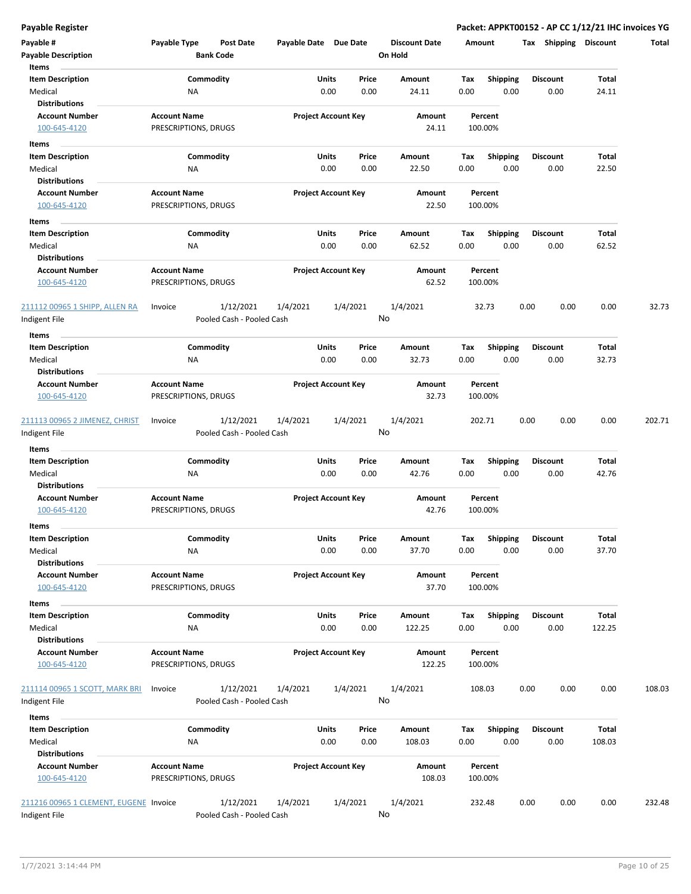**Payable Register** | **Packet: APPKT00152 - AP CC 1/12/21 IHC invoices YG**

| Payable # | Payable Type | Post Date | Payable Date | Due Date | Discount Date | Amount | Tax | Shipping | Discount | Total |
|---|---|---|---|---|---|---|---|---|---|---|
| **Payable Description** | | **Bank Code** | | | **On Hold** | | | | | |

**Items**

| Item Description | Commodity | Units | Price | Amount | Tax | Shipping | Discount | Total |
|---|---|---|---|---|---|---|---|---|
| Medical | NA | 0.00 | 0.00 | 24.11 | 0.00 | 0.00 | 0.00 | 24.11 |

**Distributions**

| Account Number | Account Name | Project Account Key | Amount | Percent |
|---|---|---|---|---|
| 100-645-4120 | PRESCRIPTIONS, DRUGS | | 24.11 | 100.00% |

**Items**

| Item Description | Commodity | Units | Price | Amount | Tax | Shipping | Discount | Total |
|---|---|---|---|---|---|---|---|---|
| Medical | NA | 0.00 | 0.00 | 22.50 | 0.00 | 0.00 | 0.00 | 22.50 |

**Distributions**

| Account Number | Account Name | Project Account Key | Amount | Percent |
|---|---|---|---|---|
| 100-645-4120 | PRESCRIPTIONS, DRUGS | | 22.50 | 100.00% |

**Items**

| Item Description | Commodity | Units | Price | Amount | Tax | Shipping | Discount | Total |
|---|---|---|---|---|---|---|---|---|
| Medical | NA | 0.00 | 0.00 | 62.52 | 0.00 | 0.00 | 0.00 | 62.52 |

**Distributions**

| Account Number | Account Name | Project Account Key | Amount | Percent |
|---|---|---|---|---|
| 100-645-4120 | PRESCRIPTIONS, DRUGS | | 62.52 | 100.00% |

| Payable # | Payable Type | Post Date | Payable Date | Due Date | Discount Date | Amount | Tax | Shipping | Discount | Total |
|---|---|---|---|---|---|---|---|---|---|---|
| 211112 00965 1 SHIPP, ALLEN RA | Invoice | 1/12/2021 | 1/4/2021 | 1/4/2021 | 1/4/2021 | 32.73 | 0.00 | 0.00 | 0.00 | 32.73 |
| Indigent File | | Pooled Cash - Pooled Cash | | | No | | | | | |

**Items**

| Item Description | Commodity | Units | Price | Amount | Tax | Shipping | Discount | Total |
|---|---|---|---|---|---|---|---|---|
| Medical | NA | 0.00 | 0.00 | 32.73 | 0.00 | 0.00 | 0.00 | 32.73 |

**Distributions**

| Account Number | Account Name | Project Account Key | Amount | Percent |
|---|---|---|---|---|
| 100-645-4120 | PRESCRIPTIONS, DRUGS | | 32.73 | 100.00% |

| Payable # | Payable Type | Post Date | Payable Date | Due Date | Discount Date | Amount | Tax | Shipping | Discount | Total |
|---|---|---|---|---|---|---|---|---|---|---|
| 211113 00965 2 JIMENEZ, CHRIST | Invoice | 1/12/2021 | 1/4/2021 | 1/4/2021 | 1/4/2021 | 202.71 | 0.00 | 0.00 | 0.00 | 202.71 |
| Indigent File | | Pooled Cash - Pooled Cash | | | No | | | | | |

**Items**

| Item Description | Commodity | Units | Price | Amount | Tax | Shipping | Discount | Total |
|---|---|---|---|---|---|---|---|---|
| Medical | NA | 0.00 | 0.00 | 42.76 | 0.00 | 0.00 | 0.00 | 42.76 |

**Distributions**

| Account Number | Account Name | Project Account Key | Amount | Percent |
|---|---|---|---|---|
| 100-645-4120 | PRESCRIPTIONS, DRUGS | | 42.76 | 100.00% |

**Items**

| Item Description | Commodity | Units | Price | Amount | Tax | Shipping | Discount | Total |
|---|---|---|---|---|---|---|---|---|
| Medical | NA | 0.00 | 0.00 | 37.70 | 0.00 | 0.00 | 0.00 | 37.70 |

**Distributions**

| Account Number | Account Name | Project Account Key | Amount | Percent |
|---|---|---|---|---|
| 100-645-4120 | PRESCRIPTIONS, DRUGS | | 37.70 | 100.00% |

**Items**

| Item Description | Commodity | Units | Price | Amount | Tax | Shipping | Discount | Total |
|---|---|---|---|---|---|---|---|---|
| Medical | NA | 0.00 | 0.00 | 122.25 | 0.00 | 0.00 | 0.00 | 122.25 |

**Distributions**

| Account Number | Account Name | Project Account Key | Amount | Percent |
|---|---|---|---|---|
| 100-645-4120 | PRESCRIPTIONS, DRUGS | | 122.25 | 100.00% |

| Payable # | Payable Type | Post Date | Payable Date | Due Date | Discount Date | Amount | Tax | Shipping | Discount | Total |
|---|---|---|---|---|---|---|---|---|---|---|
| 211114 00965 1 SCOTT, MARK BRI | Invoice | 1/12/2021 | 1/4/2021 | 1/4/2021 | 1/4/2021 | 108.03 | 0.00 | 0.00 | 0.00 | 108.03 |
| Indigent File | | Pooled Cash - Pooled Cash | | | No | | | | | |

**Items**

| Item Description | Commodity | Units | Price | Amount | Tax | Shipping | Discount | Total |
|---|---|---|---|---|---|---|---|---|
| Medical | NA | 0.00 | 0.00 | 108.03 | 0.00 | 0.00 | 0.00 | 108.03 |

**Distributions**

| Account Number | Account Name | Project Account Key | Amount | Percent |
|---|---|---|---|---|
| 100-645-4120 | PRESCRIPTIONS, DRUGS | | 108.03 | 100.00% |

| Payable # | Payable Type | Post Date | Payable Date | Due Date | Discount Date | Amount | Tax | Shipping | Discount | Total |
|---|---|---|---|---|---|---|---|---|---|---|
| 211216 00965 1 CLEMENT, EUGENE | Invoice | 1/12/2021 | 1/4/2021 | 1/4/2021 | 1/4/2021 | 232.48 | 0.00 | 0.00 | 0.00 | 232.48 |
| Indigent File | | Pooled Cash - Pooled Cash | | | No | | | | | |

1/7/2021 3:14:44 PM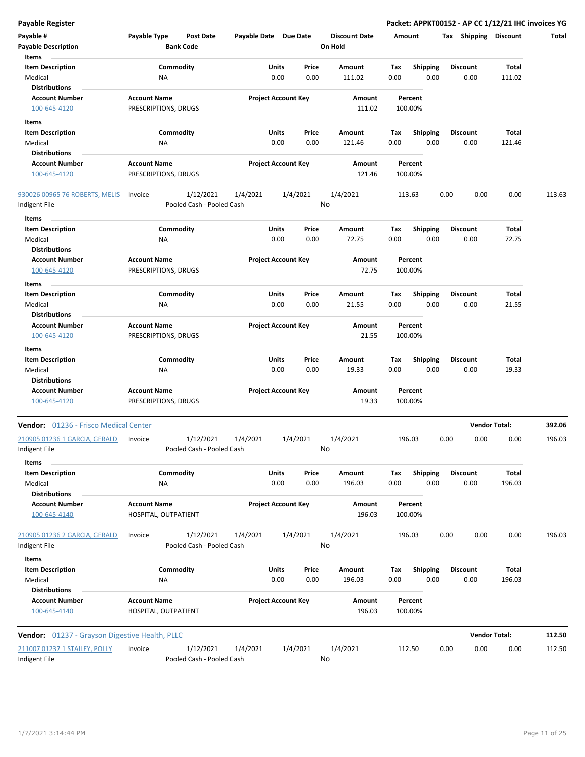**Payable Register** — Packet: APPKT00152 - AP CC 1/12/21 IHC invoices YG

| Payable # / Payable Description | Payable Type | Post Date / Bank Code | Payable Date | Due Date | Discount Date / On Hold | Amount | Tax | Shipping | Discount | Total |
|---|---|---|---|---|---|---|---|---|---|---|

**Items**

| Item Description | Commodity | Units | Price | Amount | Tax | Shipping | Discount | Total |
|---|---|---|---|---|---|---|---|---|
| Medical | NA | 0.00 | 0.00 | 111.02 | 0.00 | 0.00 | 0.00 | 111.02 |

**Distributions**

| Account Number | Account Name | Project Account Key | Amount | Percent |
|---|---|---|---|---|
| 100-645-4120 | PRESCRIPTIONS, DRUGS | | 111.02 | 100.00% |

**Items**

| Item Description | Commodity | Units | Price | Amount | Tax | Shipping | Discount | Total |
|---|---|---|---|---|---|---|---|---|
| Medical | NA | 0.00 | 0.00 | 121.46 | 0.00 | 0.00 | 0.00 | 121.46 |

**Distributions**

| Account Number | Account Name | Project Account Key | Amount | Percent |
|---|---|---|---|---|
| 100-645-4120 | PRESCRIPTIONS, DRUGS | | 121.46 | 100.00% |

| Payable # | Payable Type | Post Date | Payable Date | Due Date | Discount Date | Amount | Tax | Shipping | Discount | Total |
|---|---|---|---|---|---|---|---|---|---|---|
| 930026 00965 76 ROBERTS, MELIS | Invoice | 1/12/2021 | 1/4/2021 | 1/4/2021 | 1/4/2021 | 113.63 | 0.00 | 0.00 | 0.00 | 113.63 |
| Indigent File | | Pooled Cash - Pooled Cash | | | No | | | | | |

**Items**

| Item Description | Commodity | Units | Price | Amount | Tax | Shipping | Discount | Total |
|---|---|---|---|---|---|---|---|---|
| Medical | NA | 0.00 | 0.00 | 72.75 | 0.00 | 0.00 | 0.00 | 72.75 |

**Distributions**

| Account Number | Account Name | Project Account Key | Amount | Percent |
|---|---|---|---|---|
| 100-645-4120 | PRESCRIPTIONS, DRUGS | | 72.75 | 100.00% |

**Items**

| Item Description | Commodity | Units | Price | Amount | Tax | Shipping | Discount | Total |
|---|---|---|---|---|---|---|---|---|
| Medical | NA | 0.00 | 0.00 | 21.55 | 0.00 | 0.00 | 0.00 | 21.55 |

**Distributions**

| Account Number | Account Name | Project Account Key | Amount | Percent |
|---|---|---|---|---|
| 100-645-4120 | PRESCRIPTIONS, DRUGS | | 21.55 | 100.00% |

**Items**

| Item Description | Commodity | Units | Price | Amount | Tax | Shipping | Discount | Total |
|---|---|---|---|---|---|---|---|---|
| Medical | NA | 0.00 | 0.00 | 19.33 | 0.00 | 0.00 | 0.00 | 19.33 |

**Distributions**

| Account Number | Account Name | Project Account Key | Amount | Percent |
|---|---|---|---|---|
| 100-645-4120 | PRESCRIPTIONS, DRUGS | | 19.33 | 100.00% |

**Vendor: 01236 - Frisco Medical Center** — Vendor Total: **392.06**

| Payable # | Payable Type | Post Date | Payable Date | Due Date | Discount Date | Amount | Tax | Shipping | Discount | Total |
|---|---|---|---|---|---|---|---|---|---|---|
| 210905 01236 1 GARCIA, GERALD | Invoice | 1/12/2021 | 1/4/2021 | 1/4/2021 | 1/4/2021 | 196.03 | 0.00 | 0.00 | 0.00 | 196.03 |
| Indigent File | | Pooled Cash - Pooled Cash | | | No | | | | | |

**Items**

| Item Description | Commodity | Units | Price | Amount | Tax | Shipping | Discount | Total |
|---|---|---|---|---|---|---|---|---|
| Medical | NA | 0.00 | 0.00 | 196.03 | 0.00 | 0.00 | 0.00 | 196.03 |

**Distributions**

| Account Number | Account Name | Project Account Key | Amount | Percent |
|---|---|---|---|---|
| 100-645-4140 | HOSPITAL, OUTPATIENT | | 196.03 | 100.00% |

| Payable # | Payable Type | Post Date | Payable Date | Due Date | Discount Date | Amount | Tax | Shipping | Discount | Total |
|---|---|---|---|---|---|---|---|---|---|---|
| 210905 01236 2 GARCIA, GERALD | Invoice | 1/12/2021 | 1/4/2021 | 1/4/2021 | 1/4/2021 | 196.03 | 0.00 | 0.00 | 0.00 | 196.03 |
| Indigent File | | Pooled Cash - Pooled Cash | | | No | | | | | |

**Items**

| Item Description | Commodity | Units | Price | Amount | Tax | Shipping | Discount | Total |
|---|---|---|---|---|---|---|---|---|
| Medical | NA | 0.00 | 0.00 | 196.03 | 0.00 | 0.00 | 0.00 | 196.03 |

**Distributions**

| Account Number | Account Name | Project Account Key | Amount | Percent |
|---|---|---|---|---|
| 100-645-4140 | HOSPITAL, OUTPATIENT | | 196.03 | 100.00% |

**Vendor: 01237 - Grayson Digestive Health, PLLC** — Vendor Total: **112.50**

| Payable # | Payable Type | Post Date | Payable Date | Due Date | Discount Date | Amount | Tax | Shipping | Discount | Total |
|---|---|---|---|---|---|---|---|---|---|---|
| 211007 01237 1 STAILEY, POLLY | Invoice | 1/12/2021 | 1/4/2021 | 1/4/2021 | 1/4/2021 | 112.50 | 0.00 | 0.00 | 0.00 | 112.50 |
| Indigent File | | Pooled Cash - Pooled Cash | | | No | | | | | |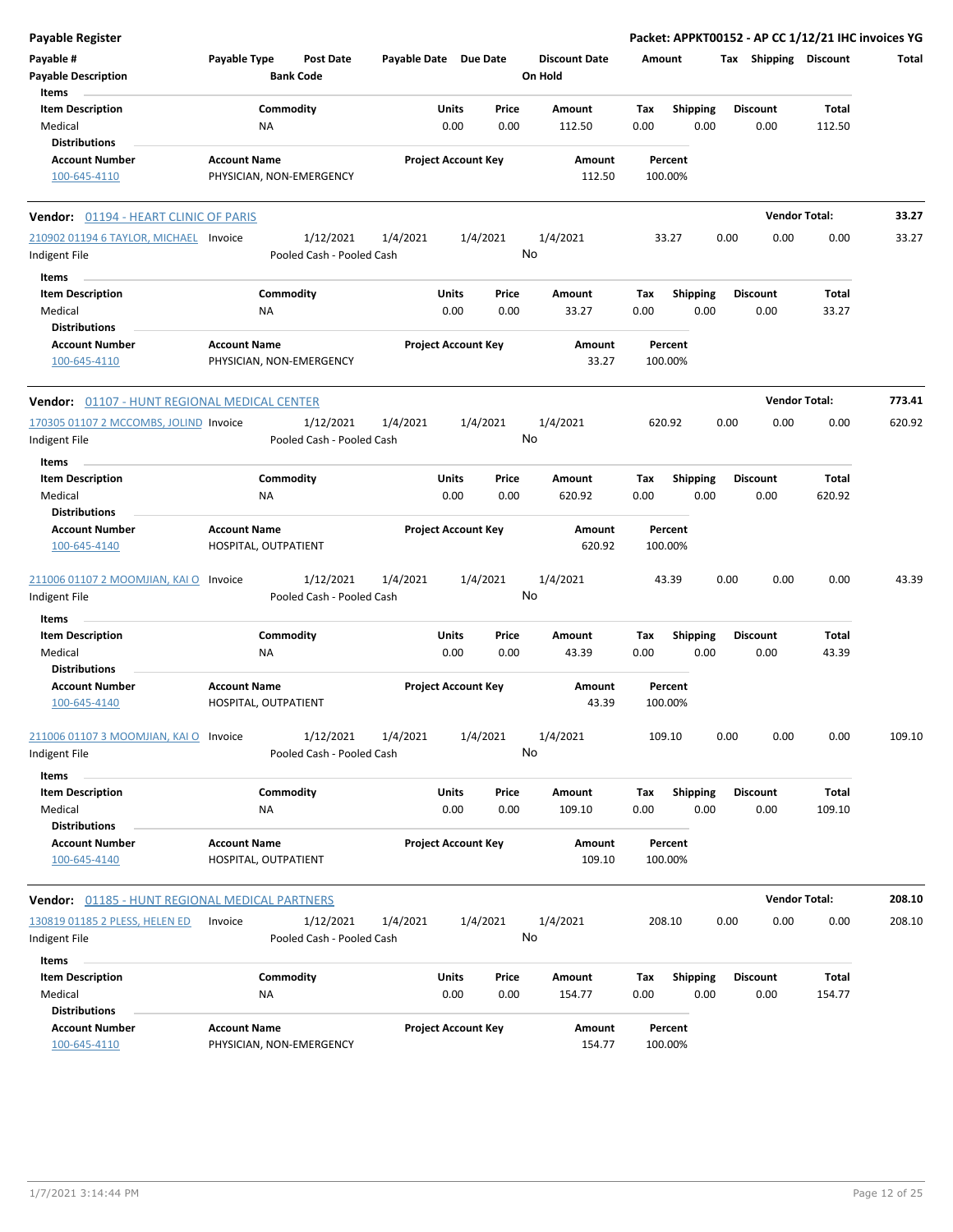**Payable Register** — Packet: APPKT00152 - AP CC 1/12/21 IHC invoices YG

| Payable # | Payable Type | Post Date | Payable Date | Due Date | Discount Date | Amount | Tax | Shipping | Discount | Total |
|---|---|---|---|---|---|---|---|---|---|---|
| Payable Description | | Bank Code | | | On Hold | | | | | |

**Items**

| Item Description | Commodity | Units | Price | Amount | Tax | Shipping | Discount | Total |
|---|---|---|---|---|---|---|---|---|
| Medical | NA | 0.00 | 0.00 | 112.50 | 0.00 | 0.00 | 0.00 | 112.50 |

**Distributions**

| Account Number | Account Name | Project Account Key | Amount | Percent |
|---|---|---|---|---|
| 100-645-4110 | PHYSICIAN, NON-EMERGENCY | | 112.50 | 100.00% |

---

**Vendor: 01194 - HEART CLINIC OF PARIS** — **Vendor Total: 33.27**

| Payable # | Payable Type | Post Date | Payable Date | Due Date | Discount Date | Amount | Tax | Shipping | Discount | Total |
|---|---|---|---|---|---|---|---|---|---|---|
| 210902 01194 6 TAYLOR, MICHAEL | Invoice | 1/12/2021 | 1/4/2021 | 1/4/2021 | 1/4/2021 | 33.27 | 0.00 | 0.00 | 0.00 | 33.27 |
| Indigent File | | Pooled Cash - Pooled Cash | | | No | | | | | |

**Items**

| Item Description | Commodity | Units | Price | Amount | Tax | Shipping | Discount | Total |
|---|---|---|---|---|---|---|---|---|
| Medical | NA | 0.00 | 0.00 | 33.27 | 0.00 | 0.00 | 0.00 | 33.27 |

**Distributions**

| Account Number | Account Name | Project Account Key | Amount | Percent |
|---|---|---|---|---|
| 100-645-4110 | PHYSICIAN, NON-EMERGENCY | | 33.27 | 100.00% |

---

**Vendor: 01107 - HUNT REGIONAL MEDICAL CENTER** — **Vendor Total: 773.41**

| Payable # | Payable Type | Post Date | Payable Date | Due Date | Discount Date | Amount | Tax | Shipping | Discount | Total |
|---|---|---|---|---|---|---|---|---|---|---|
| 170305 01107 2 MCCOMBS, JOLIND | Invoice | 1/12/2021 | 1/4/2021 | 1/4/2021 | 1/4/2021 | 620.92 | 0.00 | 0.00 | 0.00 | 620.92 |
| Indigent File | | Pooled Cash - Pooled Cash | | | No | | | | | |

**Items**

| Item Description | Commodity | Units | Price | Amount | Tax | Shipping | Discount | Total |
|---|---|---|---|---|---|---|---|---|
| Medical | NA | 0.00 | 0.00 | 620.92 | 0.00 | 0.00 | 0.00 | 620.92 |

**Distributions**

| Account Number | Account Name | Project Account Key | Amount | Percent |
|---|---|---|---|---|
| 100-645-4140 | HOSPITAL, OUTPATIENT | | 620.92 | 100.00% |

| Payable # | Payable Type | Post Date | Payable Date | Due Date | Discount Date | Amount | Tax | Shipping | Discount | Total |
|---|---|---|---|---|---|---|---|---|---|---|
| 211006 01107 2 MOOMJIAN, KAI O | Invoice | 1/12/2021 | 1/4/2021 | 1/4/2021 | 1/4/2021 | 43.39 | 0.00 | 0.00 | 0.00 | 43.39 |
| Indigent File | | Pooled Cash - Pooled Cash | | | No | | | | | |

**Items**

| Item Description | Commodity | Units | Price | Amount | Tax | Shipping | Discount | Total |
|---|---|---|---|---|---|---|---|---|
| Medical | NA | 0.00 | 0.00 | 43.39 | 0.00 | 0.00 | 0.00 | 43.39 |

**Distributions**

| Account Number | Account Name | Project Account Key | Amount | Percent |
|---|---|---|---|---|
| 100-645-4140 | HOSPITAL, OUTPATIENT | | 43.39 | 100.00% |

| Payable # | Payable Type | Post Date | Payable Date | Due Date | Discount Date | Amount | Tax | Shipping | Discount | Total |
|---|---|---|---|---|---|---|---|---|---|---|
| 211006 01107 3 MOOMJIAN, KAI O | Invoice | 1/12/2021 | 1/4/2021 | 1/4/2021 | 1/4/2021 | 109.10 | 0.00 | 0.00 | 0.00 | 109.10 |
| Indigent File | | Pooled Cash - Pooled Cash | | | No | | | | | |

**Items**

| Item Description | Commodity | Units | Price | Amount | Tax | Shipping | Discount | Total |
|---|---|---|---|---|---|---|---|---|
| Medical | NA | 0.00 | 0.00 | 109.10 | 0.00 | 0.00 | 0.00 | 109.10 |

**Distributions**

| Account Number | Account Name | Project Account Key | Amount | Percent |
|---|---|---|---|---|
| 100-645-4140 | HOSPITAL, OUTPATIENT | | 109.10 | 100.00% |

---

**Vendor: 01185 - HUNT REGIONAL MEDICAL PARTNERS** — **Vendor Total: 208.10**

| Payable # | Payable Type | Post Date | Payable Date | Due Date | Discount Date | Amount | Tax | Shipping | Discount | Total |
|---|---|---|---|---|---|---|---|---|---|---|
| 130819 01185 2 PLESS, HELEN ED | Invoice | 1/12/2021 | 1/4/2021 | 1/4/2021 | 1/4/2021 | 208.10 | 0.00 | 0.00 | 0.00 | 208.10 |
| Indigent File | | Pooled Cash - Pooled Cash | | | No | | | | | |

**Items**

| Item Description | Commodity | Units | Price | Amount | Tax | Shipping | Discount | Total |
|---|---|---|---|---|---|---|---|---|
| Medical | NA | 0.00 | 0.00 | 154.77 | 0.00 | 0.00 | 0.00 | 154.77 |

**Distributions**

| Account Number | Account Name | Project Account Key | Amount | Percent |
|---|---|---|---|---|
| 100-645-4110 | PHYSICIAN, NON-EMERGENCY | | 154.77 | 100.00% |

1/7/2021 3:14:44 PM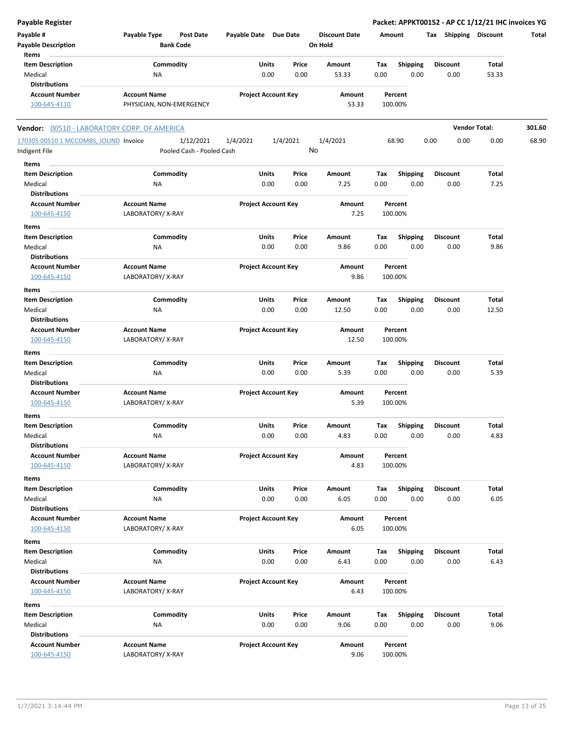**Payable Register** — Packet: APPKT00152 - AP CC 1/12/21 IHC invoices YG

| Payable # | Payable Type | Post Date | Payable Date | Due Date | Discount Date | Amount | Tax | Shipping | Discount | Total |
|---|---|---|---|---|---|---|---|---|---|---|
| Payable Description | | Bank Code | | | On Hold | | | | | |

**Items**

| Item Description | Commodity | Units | Price | Amount | Tax | Shipping | Discount | Total |
|---|---|---|---|---|---|---|---|---|
| Medical | NA | 0.00 | 0.00 | 53.33 | 0.00 | 0.00 | 0.00 | 53.33 |

**Distributions**

| Account Number | Account Name | Project Account Key | Amount | Percent |
|---|---|---|---|---|
| 100-645-4110 | PHYSICIAN, NON-EMERGENCY | | 53.33 | 100.00% |

**Vendor:** 00510 - LABORATORY CORP. OF AMERICA — **Vendor Total:** 301.60

| Payable # | Payable Type | Post Date | Payable Date | Due Date | Discount Date | Amount | Tax | Shipping | Discount | Total |
|---|---|---|---|---|---|---|---|---|---|---|
| 170305 00510 1 MCCOMBS, JOLIND | Invoice | 1/12/2021 | 1/4/2021 | 1/4/2021 | 1/4/2021 | 68.90 | 0.00 | 0.00 | 0.00 | 68.90 |
| Indigent File | | Pooled Cash - Pooled Cash | | | No | | | | | |

**Items**

| Item Description | Commodity | Units | Price | Amount | Tax | Shipping | Discount | Total |
|---|---|---|---|---|---|---|---|---|
| Medical | NA | 0.00 | 0.00 | 7.25 | 0.00 | 0.00 | 0.00 | 7.25 |

**Distributions**

| Account Number | Account Name | Project Account Key | Amount | Percent |
|---|---|---|---|---|
| 100-645-4150 | LABORATORY/ X-RAY | | 7.25 | 100.00% |

**Items**

| Item Description | Commodity | Units | Price | Amount | Tax | Shipping | Discount | Total |
|---|---|---|---|---|---|---|---|---|
| Medical | NA | 0.00 | 0.00 | 9.86 | 0.00 | 0.00 | 0.00 | 9.86 |

**Distributions**

| Account Number | Account Name | Project Account Key | Amount | Percent |
|---|---|---|---|---|
| 100-645-4150 | LABORATORY/ X-RAY | | 9.86 | 100.00% |

**Items**

| Item Description | Commodity | Units | Price | Amount | Tax | Shipping | Discount | Total |
|---|---|---|---|---|---|---|---|---|
| Medical | NA | 0.00 | 0.00 | 12.50 | 0.00 | 0.00 | 0.00 | 12.50 |

**Distributions**

| Account Number | Account Name | Project Account Key | Amount | Percent |
|---|---|---|---|---|
| 100-645-4150 | LABORATORY/ X-RAY | | 12.50 | 100.00% |

**Items**

| Item Description | Commodity | Units | Price | Amount | Tax | Shipping | Discount | Total |
|---|---|---|---|---|---|---|---|---|
| Medical | NA | 0.00 | 0.00 | 5.39 | 0.00 | 0.00 | 0.00 | 5.39 |

**Distributions**

| Account Number | Account Name | Project Account Key | Amount | Percent |
|---|---|---|---|---|
| 100-645-4150 | LABORATORY/ X-RAY | | 5.39 | 100.00% |

**Items**

| Item Description | Commodity | Units | Price | Amount | Tax | Shipping | Discount | Total |
|---|---|---|---|---|---|---|---|---|
| Medical | NA | 0.00 | 0.00 | 4.83 | 0.00 | 0.00 | 0.00 | 4.83 |

**Distributions**

| Account Number | Account Name | Project Account Key | Amount | Percent |
|---|---|---|---|---|
| 100-645-4150 | LABORATORY/ X-RAY | | 4.83 | 100.00% |

**Items**

| Item Description | Commodity | Units | Price | Amount | Tax | Shipping | Discount | Total |
|---|---|---|---|---|---|---|---|---|
| Medical | NA | 0.00 | 0.00 | 6.05 | 0.00 | 0.00 | 0.00 | 6.05 |

**Distributions**

| Account Number | Account Name | Project Account Key | Amount | Percent |
|---|---|---|---|---|
| 100-645-4150 | LABORATORY/ X-RAY | | 6.05 | 100.00% |

**Items**

| Item Description | Commodity | Units | Price | Amount | Tax | Shipping | Discount | Total |
|---|---|---|---|---|---|---|---|---|
| Medical | NA | 0.00 | 0.00 | 6.43 | 0.00 | 0.00 | 0.00 | 6.43 |

**Distributions**

| Account Number | Account Name | Project Account Key | Amount | Percent |
|---|---|---|---|---|
| 100-645-4150 | LABORATORY/ X-RAY | | 6.43 | 100.00% |

**Items**

| Item Description | Commodity | Units | Price | Amount | Tax | Shipping | Discount | Total |
|---|---|---|---|---|---|---|---|---|
| Medical | NA | 0.00 | 0.00 | 9.06 | 0.00 | 0.00 | 0.00 | 9.06 |

**Distributions**

| Account Number | Account Name | Project Account Key | Amount | Percent |
|---|---|---|---|---|
| 100-645-4150 | LABORATORY/ X-RAY | | 9.06 | 100.00% |

1/7/2021 3:14:44 PM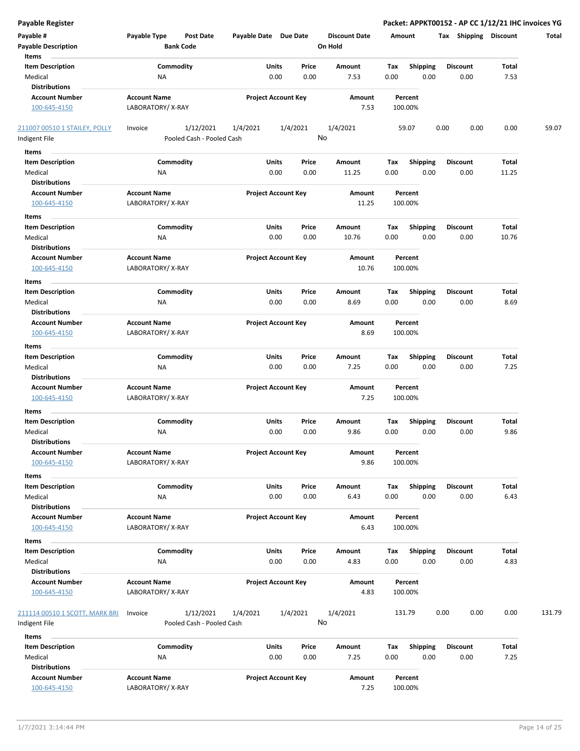**Payable Register** — Packet: APPKT00152 - AP CC 1/12/21 IHC invoices YG

| Payable # | Payable Type | Post Date | Payable Date | Due Date | Discount Date | Amount | Tax | Shipping | Discount | Total |
|---|---|---|---|---|---|---|---|---|---|---|
| Payable Description | | Bank Code | | | On Hold | | | | | |

Items

| Item Description | Commodity | Units | Price | Amount | Tax | Shipping | Discount | Total |
|---|---|---|---|---|---|---|---|---|
| Medical | NA | 0.00 | 0.00 | 7.53 | 0.00 | 0.00 | 0.00 | 7.53 |

Distributions

| Account Number | Account Name | Project Account Key | Amount | Percent |
|---|---|---|---|---|
| 100-645-4150 | LABORATORY/ X-RAY | | 7.53 | 100.00% |

| Payable # | Payable Type | Post Date | Payable Date | Due Date | Discount Date | Amount | Tax | Shipping | Discount | Total |
|---|---|---|---|---|---|---|---|---|---|---|
| 211007 00510 1 STAILEY, POLLY | Invoice | 1/12/2021 | 1/4/2021 | 1/4/2021 | 1/4/2021 | 59.07 | 0.00 | 0.00 | 0.00 | 59.07 |
| Indigent File | | Pooled Cash - Pooled Cash | | | No | | | | | |

Items

| Item Description | Commodity | Units | Price | Amount | Tax | Shipping | Discount | Total |
|---|---|---|---|---|---|---|---|---|
| Medical | NA | 0.00 | 0.00 | 11.25 | 0.00 | 0.00 | 0.00 | 11.25 |

Distributions

| Account Number | Account Name | Project Account Key | Amount | Percent |
|---|---|---|---|---|
| 100-645-4150 | LABORATORY/ X-RAY | | 11.25 | 100.00% |

Items

| Item Description | Commodity | Units | Price | Amount | Tax | Shipping | Discount | Total |
|---|---|---|---|---|---|---|---|---|
| Medical | NA | 0.00 | 0.00 | 10.76 | 0.00 | 0.00 | 0.00 | 10.76 |

Distributions

| Account Number | Account Name | Project Account Key | Amount | Percent |
|---|---|---|---|---|
| 100-645-4150 | LABORATORY/ X-RAY | | 10.76 | 100.00% |

Items

| Item Description | Commodity | Units | Price | Amount | Tax | Shipping | Discount | Total |
|---|---|---|---|---|---|---|---|---|
| Medical | NA | 0.00 | 0.00 | 8.69 | 0.00 | 0.00 | 0.00 | 8.69 |

Distributions

| Account Number | Account Name | Project Account Key | Amount | Percent |
|---|---|---|---|---|
| 100-645-4150 | LABORATORY/ X-RAY | | 8.69 | 100.00% |

Items

| Item Description | Commodity | Units | Price | Amount | Tax | Shipping | Discount | Total |
|---|---|---|---|---|---|---|---|---|
| Medical | NA | 0.00 | 0.00 | 7.25 | 0.00 | 0.00 | 0.00 | 7.25 |

Distributions

| Account Number | Account Name | Project Account Key | Amount | Percent |
|---|---|---|---|---|
| 100-645-4150 | LABORATORY/ X-RAY | | 7.25 | 100.00% |

Items

| Item Description | Commodity | Units | Price | Amount | Tax | Shipping | Discount | Total |
|---|---|---|---|---|---|---|---|---|
| Medical | NA | 0.00 | 0.00 | 9.86 | 0.00 | 0.00 | 0.00 | 9.86 |

Distributions

| Account Number | Account Name | Project Account Key | Amount | Percent |
|---|---|---|---|---|
| 100-645-4150 | LABORATORY/ X-RAY | | 9.86 | 100.00% |

Items

| Item Description | Commodity | Units | Price | Amount | Tax | Shipping | Discount | Total |
|---|---|---|---|---|---|---|---|---|
| Medical | NA | 0.00 | 0.00 | 6.43 | 0.00 | 0.00 | 0.00 | 6.43 |

Distributions

| Account Number | Account Name | Project Account Key | Amount | Percent |
|---|---|---|---|---|
| 100-645-4150 | LABORATORY/ X-RAY | | 6.43 | 100.00% |

Items

| Item Description | Commodity | Units | Price | Amount | Tax | Shipping | Discount | Total |
|---|---|---|---|---|---|---|---|---|
| Medical | NA | 0.00 | 0.00 | 4.83 | 0.00 | 0.00 | 0.00 | 4.83 |

Distributions

| Account Number | Account Name | Project Account Key | Amount | Percent |
|---|---|---|---|---|
| 100-645-4150 | LABORATORY/ X-RAY | | 4.83 | 100.00% |

| Payable # | Payable Type | Post Date | Payable Date | Due Date | Discount Date | Amount | Tax | Shipping | Discount | Total |
|---|---|---|---|---|---|---|---|---|---|---|
| 211114 00510 1 SCOTT, MARK BRI | Invoice | 1/12/2021 | 1/4/2021 | 1/4/2021 | 1/4/2021 | 131.79 | 0.00 | 0.00 | 0.00 | 131.79 |
| Indigent File | | Pooled Cash - Pooled Cash | | | No | | | | | |

Items

| Item Description | Commodity | Units | Price | Amount | Tax | Shipping | Discount | Total |
|---|---|---|---|---|---|---|---|---|
| Medical | NA | 0.00 | 0.00 | 7.25 | 0.00 | 0.00 | 0.00 | 7.25 |

Distributions

| Account Number | Account Name | Project Account Key | Amount | Percent |
|---|---|---|---|---|
| 100-645-4150 | LABORATORY/ X-RAY | | 7.25 | 100.00% |

1/7/2021 3:14:44 PM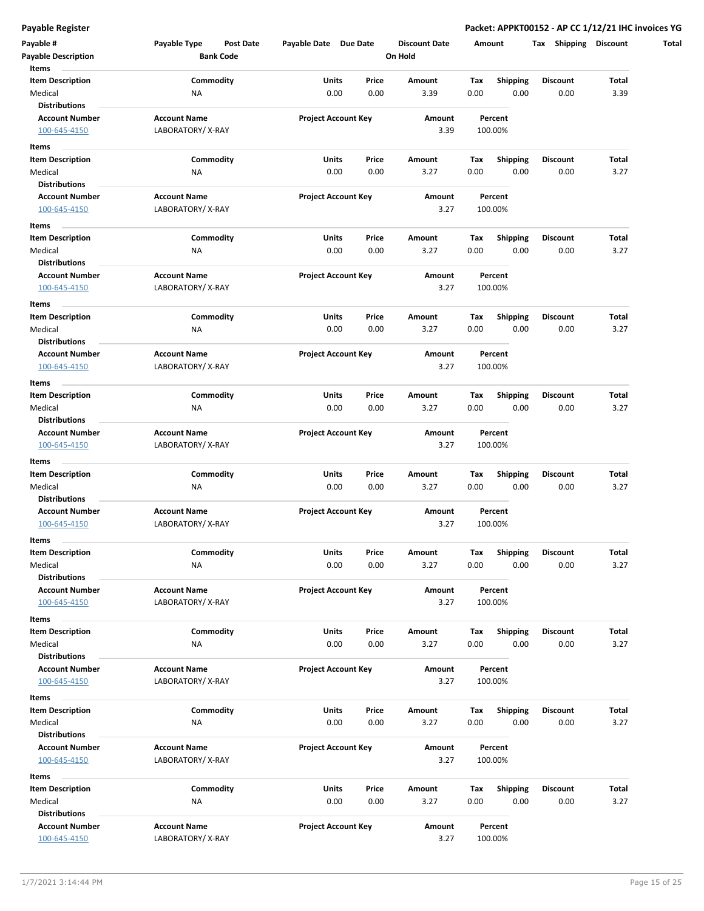**Payable Register**

**Packet: APPKT00152 - AP CC 1/12/21 IHC invoices YG**

| Payable # | Payable Type | Post Date | Payable Date | Due Date | Discount Date | Amount | Tax | Shipping | Discount | Total |
|---|---|---|---|---|---|---|---|---|---|---|
| **Payable Description** | | **Bank Code** | | | **On Hold** | | | | | |

**Items**

| Item Description | Commodity | Units | Price | Amount | Tax | Shipping | Discount | Total |
|---|---|---|---|---|---|---|---|---|
| Medical | NA | 0.00 | 0.00 | 3.39 | 0.00 | 0.00 | 0.00 | 3.39 |

**Distributions**

| Account Number | Account Name | Project Account Key | Amount | Percent |
|---|---|---|---|---|
| 100-645-4150 | LABORATORY/ X-RAY | | 3.39 | 100.00% |

**Items**

| Item Description | Commodity | Units | Price | Amount | Tax | Shipping | Discount | Total |
|---|---|---|---|---|---|---|---|---|
| Medical | NA | 0.00 | 0.00 | 3.27 | 0.00 | 0.00 | 0.00 | 3.27 |

**Distributions**

| Account Number | Account Name | Project Account Key | Amount | Percent |
|---|---|---|---|---|
| 100-645-4150 | LABORATORY/ X-RAY | | 3.27 | 100.00% |

**Items**

| Item Description | Commodity | Units | Price | Amount | Tax | Shipping | Discount | Total |
|---|---|---|---|---|---|---|---|---|
| Medical | NA | 0.00 | 0.00 | 3.27 | 0.00 | 0.00 | 0.00 | 3.27 |

**Distributions**

| Account Number | Account Name | Project Account Key | Amount | Percent |
|---|---|---|---|---|
| 100-645-4150 | LABORATORY/ X-RAY | | 3.27 | 100.00% |

**Items**

| Item Description | Commodity | Units | Price | Amount | Tax | Shipping | Discount | Total |
|---|---|---|---|---|---|---|---|---|
| Medical | NA | 0.00 | 0.00 | 3.27 | 0.00 | 0.00 | 0.00 | 3.27 |

**Distributions**

| Account Number | Account Name | Project Account Key | Amount | Percent |
|---|---|---|---|---|
| 100-645-4150 | LABORATORY/ X-RAY | | 3.27 | 100.00% |

**Items**

| Item Description | Commodity | Units | Price | Amount | Tax | Shipping | Discount | Total |
|---|---|---|---|---|---|---|---|---|
| Medical | NA | 0.00 | 0.00 | 3.27 | 0.00 | 0.00 | 0.00 | 3.27 |

**Distributions**

| Account Number | Account Name | Project Account Key | Amount | Percent |
|---|---|---|---|---|
| 100-645-4150 | LABORATORY/ X-RAY | | 3.27 | 100.00% |

**Items**

| Item Description | Commodity | Units | Price | Amount | Tax | Shipping | Discount | Total |
|---|---|---|---|---|---|---|---|---|
| Medical | NA | 0.00 | 0.00 | 3.27 | 0.00 | 0.00 | 0.00 | 3.27 |

**Distributions**

| Account Number | Account Name | Project Account Key | Amount | Percent |
|---|---|---|---|---|
| 100-645-4150 | LABORATORY/ X-RAY | | 3.27 | 100.00% |

**Items**

| Item Description | Commodity | Units | Price | Amount | Tax | Shipping | Discount | Total |
|---|---|---|---|---|---|---|---|---|
| Medical | NA | 0.00 | 0.00 | 3.27 | 0.00 | 0.00 | 0.00 | 3.27 |

**Distributions**

| Account Number | Account Name | Project Account Key | Amount | Percent |
|---|---|---|---|---|
| 100-645-4150 | LABORATORY/ X-RAY | | 3.27 | 100.00% |

**Items**

| Item Description | Commodity | Units | Price | Amount | Tax | Shipping | Discount | Total |
|---|---|---|---|---|---|---|---|---|
| Medical | NA | 0.00 | 0.00 | 3.27 | 0.00 | 0.00 | 0.00 | 3.27 |

**Distributions**

| Account Number | Account Name | Project Account Key | Amount | Percent |
|---|---|---|---|---|
| 100-645-4150 | LABORATORY/ X-RAY | | 3.27 | 100.00% |

**Items**

| Item Description | Commodity | Units | Price | Amount | Tax | Shipping | Discount | Total |
|---|---|---|---|---|---|---|---|---|
| Medical | NA | 0.00 | 0.00 | 3.27 | 0.00 | 0.00 | 0.00 | 3.27 |

**Distributions**

| Account Number | Account Name | Project Account Key | Amount | Percent |
|---|---|---|---|---|
| 100-645-4150 | LABORATORY/ X-RAY | | 3.27 | 100.00% |

**Items**

| Item Description | Commodity | Units | Price | Amount | Tax | Shipping | Discount | Total |
|---|---|---|---|---|---|---|---|---|
| Medical | NA | 0.00 | 0.00 | 3.27 | 0.00 | 0.00 | 0.00 | 3.27 |

**Distributions**

| Account Number | Account Name | Project Account Key | Amount | Percent |
|---|---|---|---|---|
| 100-645-4150 | LABORATORY/ X-RAY | | 3.27 | 100.00% |

1/7/2021 3:14:44 PM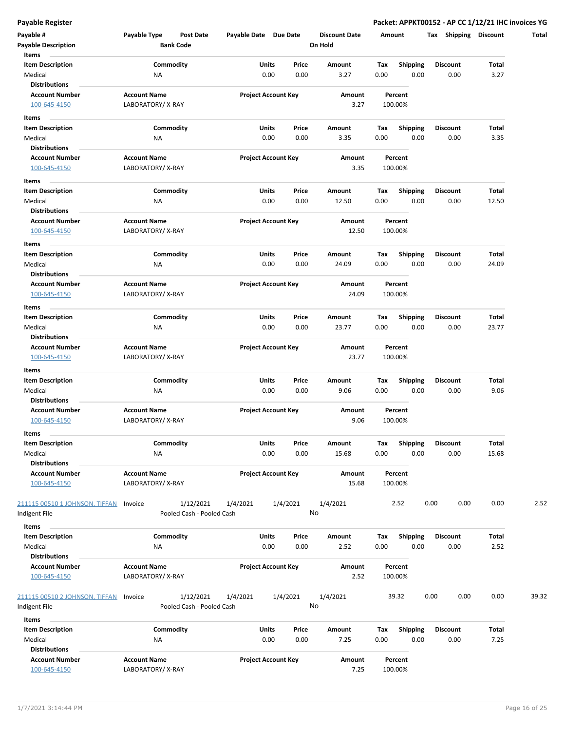**Payable Register** — **Packet: APPKT00152 - AP CC 1/12/21 IHC invoices YG**

| Payable # | Payable Type | Post Date | Payable Date | Due Date | Discount Date | Amount | Tax | Shipping | Discount | Total |
|---|---|---|---|---|---|---|---|---|---|---|
| Payable Description | | Bank Code | | | On Hold | | | | | |

**Items**

| Item Description | Commodity | Units | Price | Amount | Tax | Shipping | Discount | Total |
|---|---|---|---|---|---|---|---|---|
| Medical | NA | 0.00 | 0.00 | 3.27 | 0.00 | 0.00 | 0.00 | 3.27 |

**Distributions**

| Account Number | Account Name | Project Account Key | Amount | Percent |
|---|---|---|---|---|
| 100-645-4150 | LABORATORY/ X-RAY | | 3.27 | 100.00% |

**Items**

| Item Description | Commodity | Units | Price | Amount | Tax | Shipping | Discount | Total |
|---|---|---|---|---|---|---|---|---|
| Medical | NA | 0.00 | 0.00 | 3.35 | 0.00 | 0.00 | 0.00 | 3.35 |

**Distributions**

| Account Number | Account Name | Project Account Key | Amount | Percent |
|---|---|---|---|---|
| 100-645-4150 | LABORATORY/ X-RAY | | 3.35 | 100.00% |

**Items**

| Item Description | Commodity | Units | Price | Amount | Tax | Shipping | Discount | Total |
|---|---|---|---|---|---|---|---|---|
| Medical | NA | 0.00 | 0.00 | 12.50 | 0.00 | 0.00 | 0.00 | 12.50 |

**Distributions**

| Account Number | Account Name | Project Account Key | Amount | Percent |
|---|---|---|---|---|
| 100-645-4150 | LABORATORY/ X-RAY | | 12.50 | 100.00% |

**Items**

| Item Description | Commodity | Units | Price | Amount | Tax | Shipping | Discount | Total |
|---|---|---|---|---|---|---|---|---|
| Medical | NA | 0.00 | 0.00 | 24.09 | 0.00 | 0.00 | 0.00 | 24.09 |

**Distributions**

| Account Number | Account Name | Project Account Key | Amount | Percent |
|---|---|---|---|---|
| 100-645-4150 | LABORATORY/ X-RAY | | 24.09 | 100.00% |

**Items**

| Item Description | Commodity | Units | Price | Amount | Tax | Shipping | Discount | Total |
|---|---|---|---|---|---|---|---|---|
| Medical | NA | 0.00 | 0.00 | 23.77 | 0.00 | 0.00 | 0.00 | 23.77 |

**Distributions**

| Account Number | Account Name | Project Account Key | Amount | Percent |
|---|---|---|---|---|
| 100-645-4150 | LABORATORY/ X-RAY | | 23.77 | 100.00% |

**Items**

| Item Description | Commodity | Units | Price | Amount | Tax | Shipping | Discount | Total |
|---|---|---|---|---|---|---|---|---|
| Medical | NA | 0.00 | 0.00 | 9.06 | 0.00 | 0.00 | 0.00 | 9.06 |

**Distributions**

| Account Number | Account Name | Project Account Key | Amount | Percent |
|---|---|---|---|---|
| 100-645-4150 | LABORATORY/ X-RAY | | 9.06 | 100.00% |

**Items**

| Item Description | Commodity | Units | Price | Amount | Tax | Shipping | Discount | Total |
|---|---|---|---|---|---|---|---|---|
| Medical | NA | 0.00 | 0.00 | 15.68 | 0.00 | 0.00 | 0.00 | 15.68 |

**Distributions**

| Account Number | Account Name | Project Account Key | Amount | Percent |
|---|---|---|---|---|
| 100-645-4150 | LABORATORY/ X-RAY | | 15.68 | 100.00% |

| Payable # | Payable Type | Post Date | Payable Date | Due Date | Discount Date | Amount | Tax | Shipping | Discount | Total |
|---|---|---|---|---|---|---|---|---|---|---|
| 211115 00510 1 JOHNSON, TIFFAN | Invoice | 1/12/2021 | 1/4/2021 | 1/4/2021 | 1/4/2021 | 2.52 | 0.00 | 0.00 | 0.00 | 2.52 |
| Indigent File | | Pooled Cash - Pooled Cash | | | No | | | | | |

**Items**

| Item Description | Commodity | Units | Price | Amount | Tax | Shipping | Discount | Total |
|---|---|---|---|---|---|---|---|---|
| Medical | NA | 0.00 | 0.00 | 2.52 | 0.00 | 0.00 | 0.00 | 2.52 |

**Distributions**

| Account Number | Account Name | Project Account Key | Amount | Percent |
|---|---|---|---|---|
| 100-645-4150 | LABORATORY/ X-RAY | | 2.52 | 100.00% |

| Payable # | Payable Type | Post Date | Payable Date | Due Date | Discount Date | Amount | Tax | Shipping | Discount | Total |
|---|---|---|---|---|---|---|---|---|---|---|
| 211115 00510 2 JOHNSON, TIFFAN | Invoice | 1/12/2021 | 1/4/2021 | 1/4/2021 | 1/4/2021 | 39.32 | 0.00 | 0.00 | 0.00 | 39.32 |
| Indigent File | | Pooled Cash - Pooled Cash | | | No | | | | | |

**Items**

| Item Description | Commodity | Units | Price | Amount | Tax | Shipping | Discount | Total |
|---|---|---|---|---|---|---|---|---|
| Medical | NA | 0.00 | 0.00 | 7.25 | 0.00 | 0.00 | 0.00 | 7.25 |

**Distributions**

| Account Number | Account Name | Project Account Key | Amount | Percent |
|---|---|---|---|---|
| 100-645-4150 | LABORATORY/ X-RAY | | 7.25 | 100.00% |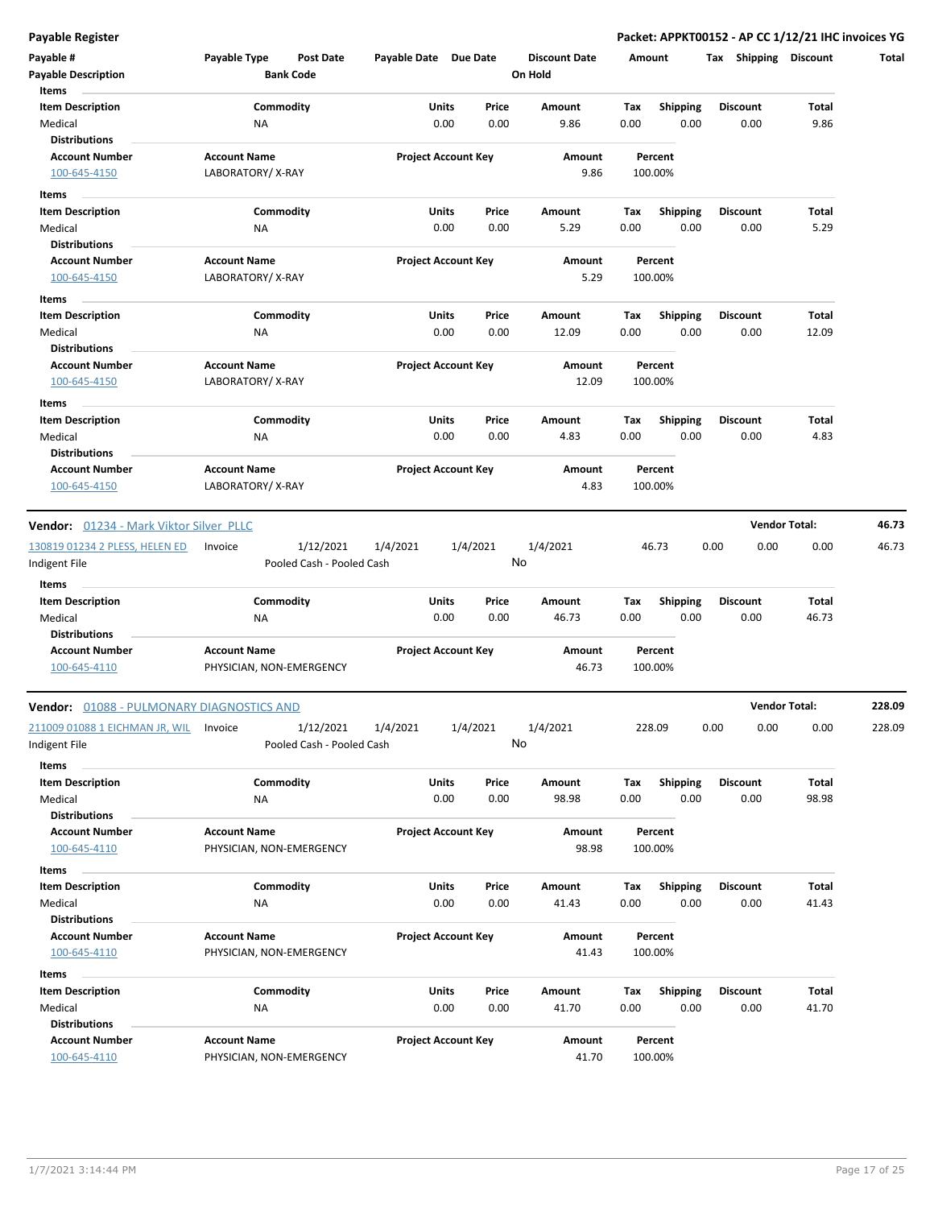**Payable Register** — **Packet: APPKT00152 - AP CC 1/12/21 IHC invoices YG**

| Payable # | Payable Type | Post Date | Payable Date | Due Date | Discount Date | Amount | Tax | Shipping | Discount | Total |
|---|---|---|---|---|---|---|---|---|---|---|
| Payable Description | | Bank Code | | | On Hold | | | | | |

**Items**

| Item Description | Commodity | Units | Price | Amount | Tax | Shipping | Discount | Total |
|---|---|---|---|---|---|---|---|---|
| Medical | NA | 0.00 | 0.00 | 9.86 | 0.00 | 0.00 | 0.00 | 9.86 |

**Distributions**

| Account Number | Account Name | Project Account Key | Amount | Percent |
|---|---|---|---|---|
| 100-645-4150 | LABORATORY/ X-RAY | | 9.86 | 100.00% |

**Items**

| Item Description | Commodity | Units | Price | Amount | Tax | Shipping | Discount | Total |
|---|---|---|---|---|---|---|---|---|
| Medical | NA | 0.00 | 0.00 | 5.29 | 0.00 | 0.00 | 0.00 | 5.29 |

**Distributions**

| Account Number | Account Name | Project Account Key | Amount | Percent |
|---|---|---|---|---|
| 100-645-4150 | LABORATORY/ X-RAY | | 5.29 | 100.00% |

**Items**

| Item Description | Commodity | Units | Price | Amount | Tax | Shipping | Discount | Total |
|---|---|---|---|---|---|---|---|---|
| Medical | NA | 0.00 | 0.00 | 12.09 | 0.00 | 0.00 | 0.00 | 12.09 |

**Distributions**

| Account Number | Account Name | Project Account Key | Amount | Percent |
|---|---|---|---|---|
| 100-645-4150 | LABORATORY/ X-RAY | | 12.09 | 100.00% |

**Items**

| Item Description | Commodity | Units | Price | Amount | Tax | Shipping | Discount | Total |
|---|---|---|---|---|---|---|---|---|
| Medical | NA | 0.00 | 0.00 | 4.83 | 0.00 | 0.00 | 0.00 | 4.83 |

**Distributions**

| Account Number | Account Name | Project Account Key | Amount | Percent |
|---|---|---|---|---|
| 100-645-4150 | LABORATORY/ X-RAY | | 4.83 | 100.00% |

**Vendor:** 01234 - Mark Viktor Silver PLLC — **Vendor Total: 46.73**

| Payable # | Payable Type | Post Date | Payable Date | Due Date | Discount Date | Amount | Tax | Shipping | Discount | Total |
|---|---|---|---|---|---|---|---|---|---|---|
| 130819 01234 2 PLESS, HELEN ED | Invoice | 1/12/2021 | 1/4/2021 | 1/4/2021 | 1/4/2021 | 46.73 | 0.00 | 0.00 | 0.00 | 46.73 |
| Indigent File | | Pooled Cash - Pooled Cash | | | No | | | | | |

**Items**

| Item Description | Commodity | Units | Price | Amount | Tax | Shipping | Discount | Total |
|---|---|---|---|---|---|---|---|---|
| Medical | NA | 0.00 | 0.00 | 46.73 | 0.00 | 0.00 | 0.00 | 46.73 |

**Distributions**

| Account Number | Account Name | Project Account Key | Amount | Percent |
|---|---|---|---|---|
| 100-645-4110 | PHYSICIAN, NON-EMERGENCY | | 46.73 | 100.00% |

**Vendor:** 01088 - PULMONARY DIAGNOSTICS AND — **Vendor Total: 228.09**

| Payable # | Payable Type | Post Date | Payable Date | Due Date | Discount Date | Amount | Tax | Shipping | Discount | Total |
|---|---|---|---|---|---|---|---|---|---|---|
| 211009 01088 1 EICHMAN JR, WIL | Invoice | 1/12/2021 | 1/4/2021 | 1/4/2021 | 1/4/2021 | 228.09 | 0.00 | 0.00 | 0.00 | 228.09 |
| Indigent File | | Pooled Cash - Pooled Cash | | | No | | | | | |

**Items**

| Item Description | Commodity | Units | Price | Amount | Tax | Shipping | Discount | Total |
|---|---|---|---|---|---|---|---|---|
| Medical | NA | 0.00 | 0.00 | 98.98 | 0.00 | 0.00 | 0.00 | 98.98 |

**Distributions**

| Account Number | Account Name | Project Account Key | Amount | Percent |
|---|---|---|---|---|
| 100-645-4110 | PHYSICIAN, NON-EMERGENCY | | 98.98 | 100.00% |

**Items**

| Item Description | Commodity | Units | Price | Amount | Tax | Shipping | Discount | Total |
|---|---|---|---|---|---|---|---|---|
| Medical | NA | 0.00 | 0.00 | 41.43 | 0.00 | 0.00 | 0.00 | 41.43 |

**Distributions**

| Account Number | Account Name | Project Account Key | Amount | Percent |
|---|---|---|---|---|
| 100-645-4110 | PHYSICIAN, NON-EMERGENCY | | 41.43 | 100.00% |

**Items**

| Item Description | Commodity | Units | Price | Amount | Tax | Shipping | Discount | Total |
|---|---|---|---|---|---|---|---|---|
| Medical | NA | 0.00 | 0.00 | 41.70 | 0.00 | 0.00 | 0.00 | 41.70 |

**Distributions**

| Account Number | Account Name | Project Account Key | Amount | Percent |
|---|---|---|---|---|
| 100-645-4110 | PHYSICIAN, NON-EMERGENCY | | 41.70 | 100.00% |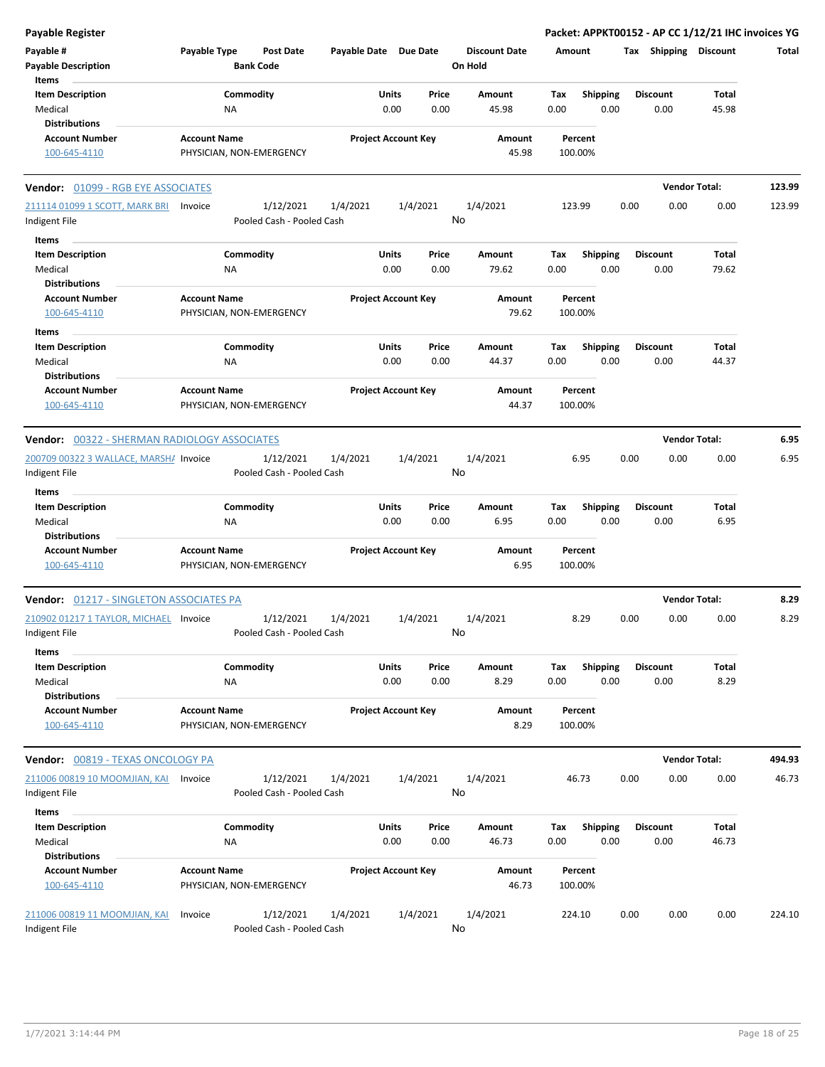**Payable Register** — **Packet: APPKT00152 - AP CC 1/12/21 IHC invoices YG**

| Payable # / Payable Description | Payable Type | Post Date / Bank Code | Payable Date | Due Date | Discount Date / On Hold | Amount | Tax | Shipping | Discount | Total |
|---|---|---|---|---|---|---|---|---|---|---|

Items

| Item Description | Commodity | Units | Price | Amount | Tax | Shipping | Discount | Total |
|---|---|---|---|---|---|---|---|---|
| Medical | NA | 0.00 | 0.00 | 45.98 | 0.00 | 0.00 | 0.00 | 45.98 |

Distributions

| Account Number | Account Name | Project Account Key | Amount | Percent |
|---|---|---|---|---|
| 100-645-4110 | PHYSICIAN, NON-EMERGENCY | | 45.98 | 100.00% |

---

**Vendor: 01099 - RGB EYE ASSOCIATES** — **Vendor Total: 123.99**

| Payable # | Payable Type | Post Date | Payable Date | Due Date | Discount Date | Amount | Tax | Shipping | Discount | Total |
|---|---|---|---|---|---|---|---|---|---|---|
| 211114 01099 1 SCOTT, MARK BRI | Invoice | 1/12/2021 | 1/4/2021 | 1/4/2021 | 1/4/2021 | 123.99 | 0.00 | 0.00 | 0.00 | 123.99 |
| Indigent File | | Pooled Cash - Pooled Cash | | | No | | | | | |

Items

| Item Description | Commodity | Units | Price | Amount | Tax | Shipping | Discount | Total |
|---|---|---|---|---|---|---|---|---|
| Medical | NA | 0.00 | 0.00 | 79.62 | 0.00 | 0.00 | 0.00 | 79.62 |

Distributions

| Account Number | Account Name | Project Account Key | Amount | Percent |
|---|---|---|---|---|
| 100-645-4110 | PHYSICIAN, NON-EMERGENCY | | 79.62 | 100.00% |

Items

| Item Description | Commodity | Units | Price | Amount | Tax | Shipping | Discount | Total |
|---|---|---|---|---|---|---|---|---|
| Medical | NA | 0.00 | 0.00 | 44.37 | 0.00 | 0.00 | 0.00 | 44.37 |

Distributions

| Account Number | Account Name | Project Account Key | Amount | Percent |
|---|---|---|---|---|
| 100-645-4110 | PHYSICIAN, NON-EMERGENCY | | 44.37 | 100.00% |

---

**Vendor: 00322 - SHERMAN RADIOLOGY ASSOCIATES** — **Vendor Total: 6.95**

| Payable # | Payable Type | Post Date | Payable Date | Due Date | Discount Date | Amount | Tax | Shipping | Discount | Total |
|---|---|---|---|---|---|---|---|---|---|---|
| 200709 00322 3 WALLACE, MARSHA | Invoice | 1/12/2021 | 1/4/2021 | 1/4/2021 | 1/4/2021 | 6.95 | 0.00 | 0.00 | 0.00 | 6.95 |
| Indigent File | | Pooled Cash - Pooled Cash | | | No | | | | | |

Items

| Item Description | Commodity | Units | Price | Amount | Tax | Shipping | Discount | Total |
|---|---|---|---|---|---|---|---|---|
| Medical | NA | 0.00 | 0.00 | 6.95 | 0.00 | 0.00 | 0.00 | 6.95 |

Distributions

| Account Number | Account Name | Project Account Key | Amount | Percent |
|---|---|---|---|---|
| 100-645-4110 | PHYSICIAN, NON-EMERGENCY | | 6.95 | 100.00% |

---

**Vendor: 01217 - SINGLETON ASSOCIATES PA** — **Vendor Total: 8.29**

| Payable # | Payable Type | Post Date | Payable Date | Due Date | Discount Date | Amount | Tax | Shipping | Discount | Total |
|---|---|---|---|---|---|---|---|---|---|---|
| 210902 01217 1 TAYLOR, MICHAEL | Invoice | 1/12/2021 | 1/4/2021 | 1/4/2021 | 1/4/2021 | 8.29 | 0.00 | 0.00 | 0.00 | 8.29 |
| Indigent File | | Pooled Cash - Pooled Cash | | | No | | | | | |

Items

| Item Description | Commodity | Units | Price | Amount | Tax | Shipping | Discount | Total |
|---|---|---|---|---|---|---|---|---|
| Medical | NA | 0.00 | 0.00 | 8.29 | 0.00 | 0.00 | 0.00 | 8.29 |

Distributions

| Account Number | Account Name | Project Account Key | Amount | Percent |
|---|---|---|---|---|
| 100-645-4110 | PHYSICIAN, NON-EMERGENCY | | 8.29 | 100.00% |

---

**Vendor: 00819 - TEXAS ONCOLOGY PA** — **Vendor Total: 494.93**

| Payable # | Payable Type | Post Date | Payable Date | Due Date | Discount Date | Amount | Tax | Shipping | Discount | Total |
|---|---|---|---|---|---|---|---|---|---|---|
| 211006 00819 10 MOOMJIAN, KAI | Invoice | 1/12/2021 | 1/4/2021 | 1/4/2021 | 1/4/2021 | 46.73 | 0.00 | 0.00 | 0.00 | 46.73 |
| Indigent File | | Pooled Cash - Pooled Cash | | | No | | | | | |

Items

| Item Description | Commodity | Units | Price | Amount | Tax | Shipping | Discount | Total |
|---|---|---|---|---|---|---|---|---|
| Medical | NA | 0.00 | 0.00 | 46.73 | 0.00 | 0.00 | 0.00 | 46.73 |

Distributions

| Account Number | Account Name | Project Account Key | Amount | Percent |
|---|---|---|---|---|
| 100-645-4110 | PHYSICIAN, NON-EMERGENCY | | 46.73 | 100.00% |

| Payable # | Payable Type | Post Date | Payable Date | Due Date | Discount Date | Amount | Tax | Shipping | Discount | Total |
|---|---|---|---|---|---|---|---|---|---|---|
| 211006 00819 11 MOOMJIAN, KAI | Invoice | 1/12/2021 | 1/4/2021 | 1/4/2021 | 1/4/2021 | 224.10 | 0.00 | 0.00 | 0.00 | 224.10 |
| Indigent File | | Pooled Cash - Pooled Cash | | | No | | | | | |

1/7/2021 3:14:44 PM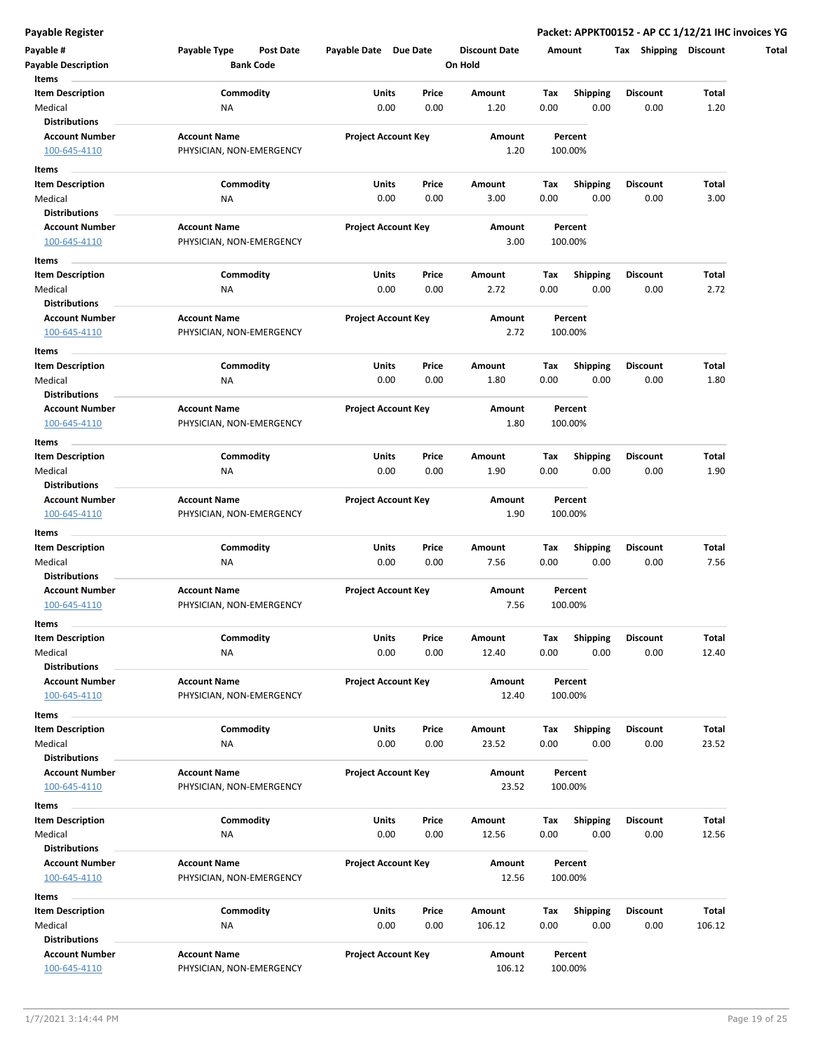**Payable Register**

**Packet: APPKT00152 - AP CC 1/12/21 IHC invoices YG**

| Payable # | Payable Type | Post Date | Payable Date | Due Date | Discount Date | Amount | Tax | Shipping | Discount | Total |
|---|---|---|---|---|---|---|---|---|---|---|
| **Payable Description** | | **Bank Code** | | | **On Hold** | | | | | |

**Items**

| Item Description | Commodity | Units | Price | Amount | Tax | Shipping | Discount | Total |
|---|---|---|---|---|---|---|---|---|
| Medical | NA | 0.00 | 0.00 | 1.20 | 0.00 | 0.00 | 0.00 | 1.20 |

**Distributions**

| Account Number | Account Name | Project Account Key | Amount | Percent |
|---|---|---|---|---|
| 100-645-4110 | PHYSICIAN, NON-EMERGENCY | | 1.20 | 100.00% |

**Items**

| Item Description | Commodity | Units | Price | Amount | Tax | Shipping | Discount | Total |
|---|---|---|---|---|---|---|---|---|
| Medical | NA | 0.00 | 0.00 | 3.00 | 0.00 | 0.00 | 0.00 | 3.00 |

**Distributions**

| Account Number | Account Name | Project Account Key | Amount | Percent |
|---|---|---|---|---|
| 100-645-4110 | PHYSICIAN, NON-EMERGENCY | | 3.00 | 100.00% |

**Items**

| Item Description | Commodity | Units | Price | Amount | Tax | Shipping | Discount | Total |
|---|---|---|---|---|---|---|---|---|
| Medical | NA | 0.00 | 0.00 | 2.72 | 0.00 | 0.00 | 0.00 | 2.72 |

**Distributions**

| Account Number | Account Name | Project Account Key | Amount | Percent |
|---|---|---|---|---|
| 100-645-4110 | PHYSICIAN, NON-EMERGENCY | | 2.72 | 100.00% |

**Items**

| Item Description | Commodity | Units | Price | Amount | Tax | Shipping | Discount | Total |
|---|---|---|---|---|---|---|---|---|
| Medical | NA | 0.00 | 0.00 | 1.80 | 0.00 | 0.00 | 0.00 | 1.80 |

**Distributions**

| Account Number | Account Name | Project Account Key | Amount | Percent |
|---|---|---|---|---|
| 100-645-4110 | PHYSICIAN, NON-EMERGENCY | | 1.80 | 100.00% |

**Items**

| Item Description | Commodity | Units | Price | Amount | Tax | Shipping | Discount | Total |
|---|---|---|---|---|---|---|---|---|
| Medical | NA | 0.00 | 0.00 | 1.90 | 0.00 | 0.00 | 0.00 | 1.90 |

**Distributions**

| Account Number | Account Name | Project Account Key | Amount | Percent |
|---|---|---|---|---|
| 100-645-4110 | PHYSICIAN, NON-EMERGENCY | | 1.90 | 100.00% |

**Items**

| Item Description | Commodity | Units | Price | Amount | Tax | Shipping | Discount | Total |
|---|---|---|---|---|---|---|---|---|
| Medical | NA | 0.00 | 0.00 | 7.56 | 0.00 | 0.00 | 0.00 | 7.56 |

**Distributions**

| Account Number | Account Name | Project Account Key | Amount | Percent |
|---|---|---|---|---|
| 100-645-4110 | PHYSICIAN, NON-EMERGENCY | | 7.56 | 100.00% |

**Items**

| Item Description | Commodity | Units | Price | Amount | Tax | Shipping | Discount | Total |
|---|---|---|---|---|---|---|---|---|
| Medical | NA | 0.00 | 0.00 | 12.40 | 0.00 | 0.00 | 0.00 | 12.40 |

**Distributions**

| Account Number | Account Name | Project Account Key | Amount | Percent |
|---|---|---|---|---|
| 100-645-4110 | PHYSICIAN, NON-EMERGENCY | | 12.40 | 100.00% |

**Items**

| Item Description | Commodity | Units | Price | Amount | Tax | Shipping | Discount | Total |
|---|---|---|---|---|---|---|---|---|
| Medical | NA | 0.00 | 0.00 | 23.52 | 0.00 | 0.00 | 0.00 | 23.52 |

**Distributions**

| Account Number | Account Name | Project Account Key | Amount | Percent |
|---|---|---|---|---|
| 100-645-4110 | PHYSICIAN, NON-EMERGENCY | | 23.52 | 100.00% |

**Items**

| Item Description | Commodity | Units | Price | Amount | Tax | Shipping | Discount | Total |
|---|---|---|---|---|---|---|---|---|
| Medical | NA | 0.00 | 0.00 | 12.56 | 0.00 | 0.00 | 0.00 | 12.56 |

**Distributions**

| Account Number | Account Name | Project Account Key | Amount | Percent |
|---|---|---|---|---|
| 100-645-4110 | PHYSICIAN, NON-EMERGENCY | | 12.56 | 100.00% |

**Items**

| Item Description | Commodity | Units | Price | Amount | Tax | Shipping | Discount | Total |
|---|---|---|---|---|---|---|---|---|
| Medical | NA | 0.00 | 0.00 | 106.12 | 0.00 | 0.00 | 0.00 | 106.12 |

**Distributions**

| Account Number | Account Name | Project Account Key | Amount | Percent |
|---|---|---|---|---|
| 100-645-4110 | PHYSICIAN, NON-EMERGENCY | | 106.12 | 100.00% |

1/7/2021 3:14:44 PM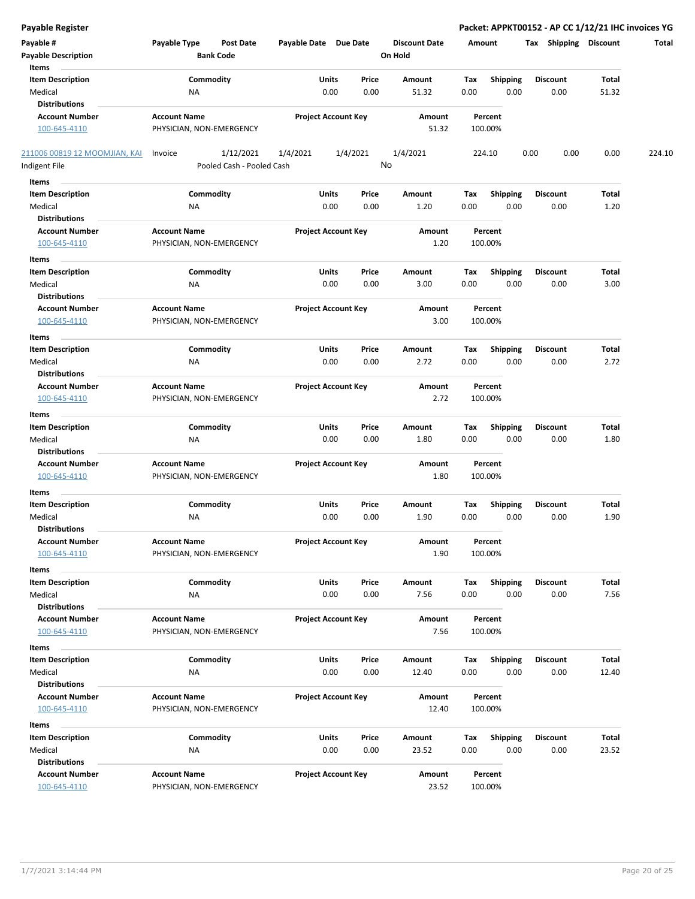**Payable Register** | **Packet: APPKT00152 - AP CC 1/12/21 IHC invoices YG**

| Payable # | Payable Type | Post Date | Payable Date | Due Date | Discount Date | Amount | Tax | Shipping | Discount | Total |
|---|---|---|---|---|---|---|---|---|---|---|
| Payable Description | | Bank Code | | | On Hold | | | | | |

**Items**

| Item Description | Commodity | Units | Price | Amount | Tax | Shipping | Discount | Total |
|---|---|---|---|---|---|---|---|---|
| Medical | NA | 0.00 | 0.00 | 51.32 | 0.00 | 0.00 | 0.00 | 51.32 |

**Distributions**

| Account Number | Account Name | Project Account Key | Amount | Percent |
|---|---|---|---|---|
| 100-645-4110 | PHYSICIAN, NON-EMERGENCY | | 51.32 | 100.00% |

| Payable # | Payable Type | Post Date | Payable Date | Due Date | Discount Date | Amount | Tax | Shipping | Discount | Total |
|---|---|---|---|---|---|---|---|---|---|---|
| 211006 00819 12 MOOMJIAN, KAI | Invoice | 1/12/2021 | 1/4/2021 | 1/4/2021 | 1/4/2021 | 224.10 | 0.00 | 0.00 | 0.00 | 224.10 |
| Indigent File | | Pooled Cash - Pooled Cash | | | No | | | | | |

**Items**

| Item Description | Commodity | Units | Price | Amount | Tax | Shipping | Discount | Total |
|---|---|---|---|---|---|---|---|---|
| Medical | NA | 0.00 | 0.00 | 1.20 | 0.00 | 0.00 | 0.00 | 1.20 |

**Distributions**

| Account Number | Account Name | Project Account Key | Amount | Percent |
|---|---|---|---|---|
| 100-645-4110 | PHYSICIAN, NON-EMERGENCY | | 1.20 | 100.00% |

**Items**

| Item Description | Commodity | Units | Price | Amount | Tax | Shipping | Discount | Total |
|---|---|---|---|---|---|---|---|---|
| Medical | NA | 0.00 | 0.00 | 3.00 | 0.00 | 0.00 | 0.00 | 3.00 |

**Distributions**

| Account Number | Account Name | Project Account Key | Amount | Percent |
|---|---|---|---|---|
| 100-645-4110 | PHYSICIAN, NON-EMERGENCY | | 3.00 | 100.00% |

**Items**

| Item Description | Commodity | Units | Price | Amount | Tax | Shipping | Discount | Total |
|---|---|---|---|---|---|---|---|---|
| Medical | NA | 0.00 | 0.00 | 2.72 | 0.00 | 0.00 | 0.00 | 2.72 |

**Distributions**

| Account Number | Account Name | Project Account Key | Amount | Percent |
|---|---|---|---|---|
| 100-645-4110 | PHYSICIAN, NON-EMERGENCY | | 2.72 | 100.00% |

**Items**

| Item Description | Commodity | Units | Price | Amount | Tax | Shipping | Discount | Total |
|---|---|---|---|---|---|---|---|---|
| Medical | NA | 0.00 | 0.00 | 1.80 | 0.00 | 0.00 | 0.00 | 1.80 |

**Distributions**

| Account Number | Account Name | Project Account Key | Amount | Percent |
|---|---|---|---|---|
| 100-645-4110 | PHYSICIAN, NON-EMERGENCY | | 1.80 | 100.00% |

**Items**

| Item Description | Commodity | Units | Price | Amount | Tax | Shipping | Discount | Total |
|---|---|---|---|---|---|---|---|---|
| Medical | NA | 0.00 | 0.00 | 1.90 | 0.00 | 0.00 | 0.00 | 1.90 |

**Distributions**

| Account Number | Account Name | Project Account Key | Amount | Percent |
|---|---|---|---|---|
| 100-645-4110 | PHYSICIAN, NON-EMERGENCY | | 1.90 | 100.00% |

**Items**

| Item Description | Commodity | Units | Price | Amount | Tax | Shipping | Discount | Total |
|---|---|---|---|---|---|---|---|---|
| Medical | NA | 0.00 | 0.00 | 7.56 | 0.00 | 0.00 | 0.00 | 7.56 |

**Distributions**

| Account Number | Account Name | Project Account Key | Amount | Percent |
|---|---|---|---|---|
| 100-645-4110 | PHYSICIAN, NON-EMERGENCY | | 7.56 | 100.00% |

**Items**

| Item Description | Commodity | Units | Price | Amount | Tax | Shipping | Discount | Total |
|---|---|---|---|---|---|---|---|---|
| Medical | NA | 0.00 | 0.00 | 12.40 | 0.00 | 0.00 | 0.00 | 12.40 |

**Distributions**

| Account Number | Account Name | Project Account Key | Amount | Percent |
|---|---|---|---|---|
| 100-645-4110 | PHYSICIAN, NON-EMERGENCY | | 12.40 | 100.00% |

**Items**

| Item Description | Commodity | Units | Price | Amount | Tax | Shipping | Discount | Total |
|---|---|---|---|---|---|---|---|---|
| Medical | NA | 0.00 | 0.00 | 23.52 | 0.00 | 0.00 | 0.00 | 23.52 |

**Distributions**

| Account Number | Account Name | Project Account Key | Amount | Percent |
|---|---|---|---|---|
| 100-645-4110 | PHYSICIAN, NON-EMERGENCY | | 23.52 | 100.00% |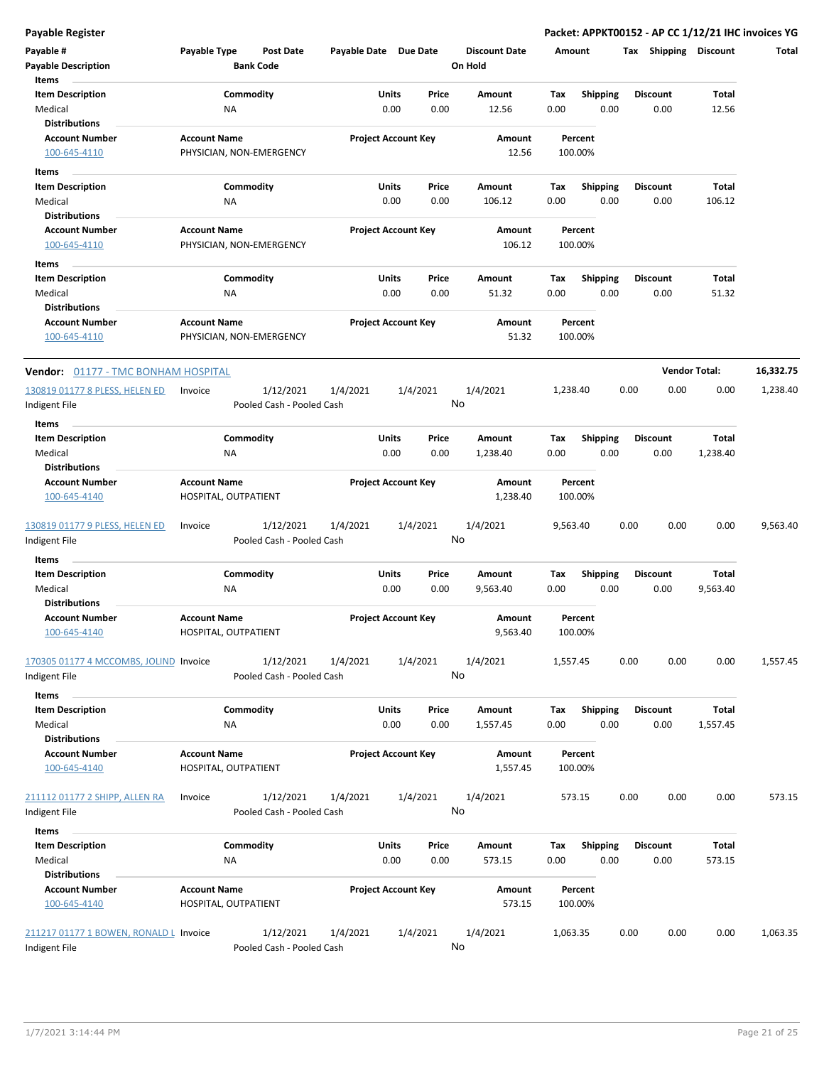## Payable Register

**Packet: APPKT00152 - AP CC 1/12/21 IHC invoices YG**

| Payable # | Payable Type | Post Date | Payable Date | Due Date | Discount Date | Amount | Tax | Shipping | Discount | Total |
|---|---|---|---|---|---|---|---|---|---|---|
| Payable Description | | Bank Code | | | On Hold | | | | | |

**Items**

| Item Description | Commodity | Units | Price | Amount | Tax | Shipping | Discount | Total |
|---|---|---|---|---|---|---|---|---|
| Medical | NA | 0.00 | 0.00 | 12.56 | 0.00 | 0.00 | 0.00 | 12.56 |

**Distributions**

| Account Number | Account Name | Project Account Key | Amount | Percent |
|---|---|---|---|---|
| 100-645-4110 | PHYSICIAN, NON-EMERGENCY | | 12.56 | 100.00% |

**Items**

| Item Description | Commodity | Units | Price | Amount | Tax | Shipping | Discount | Total |
|---|---|---|---|---|---|---|---|---|
| Medical | NA | 0.00 | 0.00 | 106.12 | 0.00 | 0.00 | 0.00 | 106.12 |

**Distributions**

| Account Number | Account Name | Project Account Key | Amount | Percent |
|---|---|---|---|---|
| 100-645-4110 | PHYSICIAN, NON-EMERGENCY | | 106.12 | 100.00% |

**Items**

| Item Description | Commodity | Units | Price | Amount | Tax | Shipping | Discount | Total |
|---|---|---|---|---|---|---|---|---|
| Medical | NA | 0.00 | 0.00 | 51.32 | 0.00 | 0.00 | 0.00 | 51.32 |

**Distributions**

| Account Number | Account Name | Project Account Key | Amount | Percent |
|---|---|---|---|---|
| 100-645-4110 | PHYSICIAN, NON-EMERGENCY | | 51.32 | 100.00% |

---

**Vendor:** 01177 - TMC BONHAM HOSPITAL — **Vendor Total: 16,332.75**

| Payable # | Payable Type | Post Date | Payable Date | Due Date | Discount Date | Amount | Tax | Shipping | Discount | Total |
|---|---|---|---|---|---|---|---|---|---|---|
| 130819 01177 8 PLESS, HELEN ED | Invoice | 1/12/2021 | 1/4/2021 | 1/4/2021 | 1/4/2021 | 1,238.40 | 0.00 | 0.00 | 0.00 | 1,238.40 |
| Indigent File | | Pooled Cash - Pooled Cash | | | No | | | | | |

**Items**

| Item Description | Commodity | Units | Price | Amount | Tax | Shipping | Discount | Total |
|---|---|---|---|---|---|---|---|---|
| Medical | NA | 0.00 | 0.00 | 1,238.40 | 0.00 | 0.00 | 0.00 | 1,238.40 |

**Distributions**

| Account Number | Account Name | Project Account Key | Amount | Percent |
|---|---|---|---|---|
| 100-645-4140 | HOSPITAL, OUTPATIENT | | 1,238.40 | 100.00% |

| Payable # | Payable Type | Post Date | Payable Date | Due Date | Discount Date | Amount | Tax | Shipping | Discount | Total |
|---|---|---|---|---|---|---|---|---|---|---|
| 130819 01177 9 PLESS, HELEN ED | Invoice | 1/12/2021 | 1/4/2021 | 1/4/2021 | 1/4/2021 | 9,563.40 | 0.00 | 0.00 | 0.00 | 9,563.40 |
| Indigent File | | Pooled Cash - Pooled Cash | | | No | | | | | |

**Items**

| Item Description | Commodity | Units | Price | Amount | Tax | Shipping | Discount | Total |
|---|---|---|---|---|---|---|---|---|
| Medical | NA | 0.00 | 0.00 | 9,563.40 | 0.00 | 0.00 | 0.00 | 9,563.40 |

**Distributions**

| Account Number | Account Name | Project Account Key | Amount | Percent |
|---|---|---|---|---|
| 100-645-4140 | HOSPITAL, OUTPATIENT | | 9,563.40 | 100.00% |

| Payable # | Payable Type | Post Date | Payable Date | Due Date | Discount Date | Amount | Tax | Shipping | Discount | Total |
|---|---|---|---|---|---|---|---|---|---|---|
| 170305 01177 4 MCCOMBS, JOLIND | Invoice | 1/12/2021 | 1/4/2021 | 1/4/2021 | 1/4/2021 | 1,557.45 | 0.00 | 0.00 | 0.00 | 1,557.45 |
| Indigent File | | Pooled Cash - Pooled Cash | | | No | | | | | |

**Items**

| Item Description | Commodity | Units | Price | Amount | Tax | Shipping | Discount | Total |
|---|---|---|---|---|---|---|---|---|
| Medical | NA | 0.00 | 0.00 | 1,557.45 | 0.00 | 0.00 | 0.00 | 1,557.45 |

**Distributions**

| Account Number | Account Name | Project Account Key | Amount | Percent |
|---|---|---|---|---|
| 100-645-4140 | HOSPITAL, OUTPATIENT | | 1,557.45 | 100.00% |

| Payable # | Payable Type | Post Date | Payable Date | Due Date | Discount Date | Amount | Tax | Shipping | Discount | Total |
|---|---|---|---|---|---|---|---|---|---|---|
| 211112 01177 2 SHIPP, ALLEN RA | Invoice | 1/12/2021 | 1/4/2021 | 1/4/2021 | 1/4/2021 | 573.15 | 0.00 | 0.00 | 0.00 | 573.15 |
| Indigent File | | Pooled Cash - Pooled Cash | | | No | | | | | |

**Items**

| Item Description | Commodity | Units | Price | Amount | Tax | Shipping | Discount | Total |
|---|---|---|---|---|---|---|---|---|
| Medical | NA | 0.00 | 0.00 | 573.15 | 0.00 | 0.00 | 0.00 | 573.15 |

**Distributions**

| Account Number | Account Name | Project Account Key | Amount | Percent |
|---|---|---|---|---|
| 100-645-4140 | HOSPITAL, OUTPATIENT | | 573.15 | 100.00% |

| Payable # | Payable Type | Post Date | Payable Date | Due Date | Discount Date | Amount | Tax | Shipping | Discount | Total |
|---|---|---|---|---|---|---|---|---|---|---|
| 211217 01177 1 BOWEN, RONALD L | Invoice | 1/12/2021 | 1/4/2021 | 1/4/2021 | 1/4/2021 | 1,063.35 | 0.00 | 0.00 | 0.00 | 1,063.35 |
| Indigent File | | Pooled Cash - Pooled Cash | | | No | | | | | |

1/7/2021 3:14:44 PM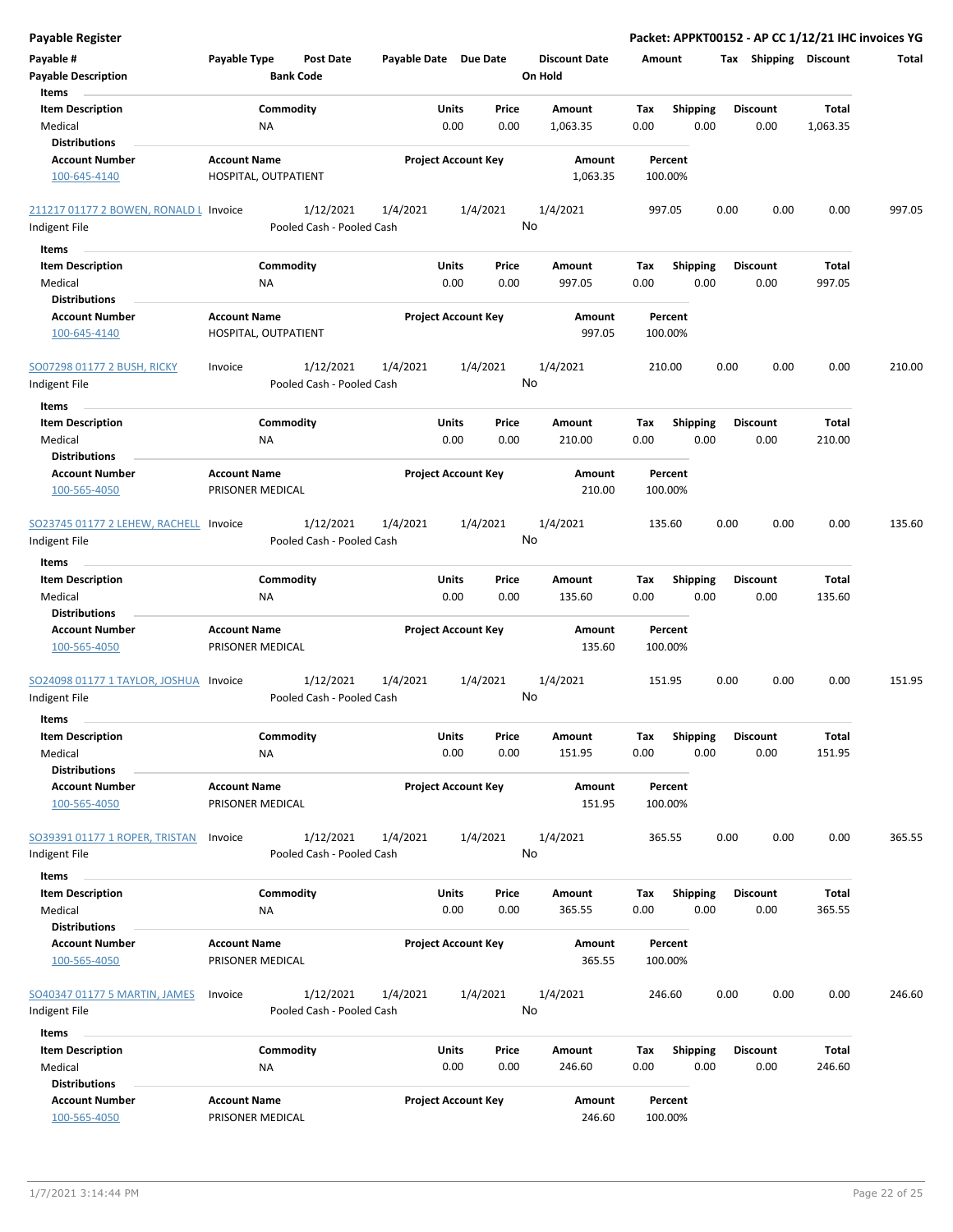**Payable Register** | **Packet: APPKT00152 - AP CC 1/12/21 IHC invoices YG**

| Payable # | Payable Type | Post Date | Payable Date | Due Date | Discount Date | Amount | Tax | Shipping | Discount | Total |
|---|---|---|---|---|---|---|---|---|---|---|
| Payable Description | | Bank Code | | | On Hold | | | | | |

**Items**

| Item Description | Commodity | Units | Price | Amount | Tax | Shipping | Discount | Total |
|---|---|---|---|---|---|---|---|---|
| Medical | NA | 0.00 | 0.00 | 1,063.35 | 0.00 | 0.00 | 0.00 | 1,063.35 |

**Distributions**

| Account Number | Account Name | Project Account Key | Amount | Percent |
|---|---|---|---|---|
| 100-645-4140 | HOSPITAL, OUTPATIENT | | 1,063.35 | 100.00% |

| Payable # | Payable Type | Post Date | Payable Date | Due Date | Discount Date | Amount | Tax | Shipping | Discount | Total |
|---|---|---|---|---|---|---|---|---|---|---|
| 211217 01177 2 BOWEN, RONALD L | Invoice | 1/12/2021 | 1/4/2021 | 1/4/2021 | 1/4/2021 | 997.05 | 0.00 | 0.00 | 0.00 | 997.05 |
| Indigent File | | Pooled Cash - Pooled Cash | | | No | | | | | |

**Items**

| Item Description | Commodity | Units | Price | Amount | Tax | Shipping | Discount | Total |
|---|---|---|---|---|---|---|---|---|
| Medical | NA | 0.00 | 0.00 | 997.05 | 0.00 | 0.00 | 0.00 | 997.05 |

**Distributions**

| Account Number | Account Name | Project Account Key | Amount | Percent |
|---|---|---|---|---|
| 100-645-4140 | HOSPITAL, OUTPATIENT | | 997.05 | 100.00% |

| Payable # | Payable Type | Post Date | Payable Date | Due Date | Discount Date | Amount | Tax | Shipping | Discount | Total |
|---|---|---|---|---|---|---|---|---|---|---|
| SO07298 01177 2 BUSH, RICKY | Invoice | 1/12/2021 | 1/4/2021 | 1/4/2021 | 1/4/2021 | 210.00 | 0.00 | 0.00 | 0.00 | 210.00 |
| Indigent File | | Pooled Cash - Pooled Cash | | | No | | | | | |

**Items**

| Item Description | Commodity | Units | Price | Amount | Tax | Shipping | Discount | Total |
|---|---|---|---|---|---|---|---|---|
| Medical | NA | 0.00 | 0.00 | 210.00 | 0.00 | 0.00 | 0.00 | 210.00 |

**Distributions**

| Account Number | Account Name | Project Account Key | Amount | Percent |
|---|---|---|---|---|
| 100-565-4050 | PRISONER MEDICAL | | 210.00 | 100.00% |

| Payable # | Payable Type | Post Date | Payable Date | Due Date | Discount Date | Amount | Tax | Shipping | Discount | Total |
|---|---|---|---|---|---|---|---|---|---|---|
| SO23745 01177 2 LEHEW, RACHELL | Invoice | 1/12/2021 | 1/4/2021 | 1/4/2021 | 1/4/2021 | 135.60 | 0.00 | 0.00 | 0.00 | 135.60 |
| Indigent File | | Pooled Cash - Pooled Cash | | | No | | | | | |

**Items**

| Item Description | Commodity | Units | Price | Amount | Tax | Shipping | Discount | Total |
|---|---|---|---|---|---|---|---|---|
| Medical | NA | 0.00 | 0.00 | 135.60 | 0.00 | 0.00 | 0.00 | 135.60 |

**Distributions**

| Account Number | Account Name | Project Account Key | Amount | Percent |
|---|---|---|---|---|
| 100-565-4050 | PRISONER MEDICAL | | 135.60 | 100.00% |

| Payable # | Payable Type | Post Date | Payable Date | Due Date | Discount Date | Amount | Tax | Shipping | Discount | Total |
|---|---|---|---|---|---|---|---|---|---|---|
| SO24098 01177 1 TAYLOR, JOSHUA | Invoice | 1/12/2021 | 1/4/2021 | 1/4/2021 | 1/4/2021 | 151.95 | 0.00 | 0.00 | 0.00 | 151.95 |
| Indigent File | | Pooled Cash - Pooled Cash | | | No | | | | | |

**Items**

| Item Description | Commodity | Units | Price | Amount | Tax | Shipping | Discount | Total |
|---|---|---|---|---|---|---|---|---|
| Medical | NA | 0.00 | 0.00 | 151.95 | 0.00 | 0.00 | 0.00 | 151.95 |

**Distributions**

| Account Number | Account Name | Project Account Key | Amount | Percent |
|---|---|---|---|---|
| 100-565-4050 | PRISONER MEDICAL | | 151.95 | 100.00% |

| Payable # | Payable Type | Post Date | Payable Date | Due Date | Discount Date | Amount | Tax | Shipping | Discount | Total |
|---|---|---|---|---|---|---|---|---|---|---|
| SO39391 01177 1 ROPER, TRISTAN | Invoice | 1/12/2021 | 1/4/2021 | 1/4/2021 | 1/4/2021 | 365.55 | 0.00 | 0.00 | 0.00 | 365.55 |
| Indigent File | | Pooled Cash - Pooled Cash | | | No | | | | | |

**Items**

| Item Description | Commodity | Units | Price | Amount | Tax | Shipping | Discount | Total |
|---|---|---|---|---|---|---|---|---|
| Medical | NA | 0.00 | 0.00 | 365.55 | 0.00 | 0.00 | 0.00 | 365.55 |

**Distributions**

| Account Number | Account Name | Project Account Key | Amount | Percent |
|---|---|---|---|---|
| 100-565-4050 | PRISONER MEDICAL | | 365.55 | 100.00% |

| Payable # | Payable Type | Post Date | Payable Date | Due Date | Discount Date | Amount | Tax | Shipping | Discount | Total |
|---|---|---|---|---|---|---|---|---|---|---|
| SO40347 01177 5 MARTIN, JAMES | Invoice | 1/12/2021 | 1/4/2021 | 1/4/2021 | 1/4/2021 | 246.60 | 0.00 | 0.00 | 0.00 | 246.60 |
| Indigent File | | Pooled Cash - Pooled Cash | | | No | | | | | |

**Items**

| Item Description | Commodity | Units | Price | Amount | Tax | Shipping | Discount | Total |
|---|---|---|---|---|---|---|---|---|
| Medical | NA | 0.00 | 0.00 | 246.60 | 0.00 | 0.00 | 0.00 | 246.60 |

**Distributions**

| Account Number | Account Name | Project Account Key | Amount | Percent |
|---|---|---|---|---|
| 100-565-4050 | PRISONER MEDICAL | | 246.60 | 100.00% |

1/7/2021 3:14:44 PM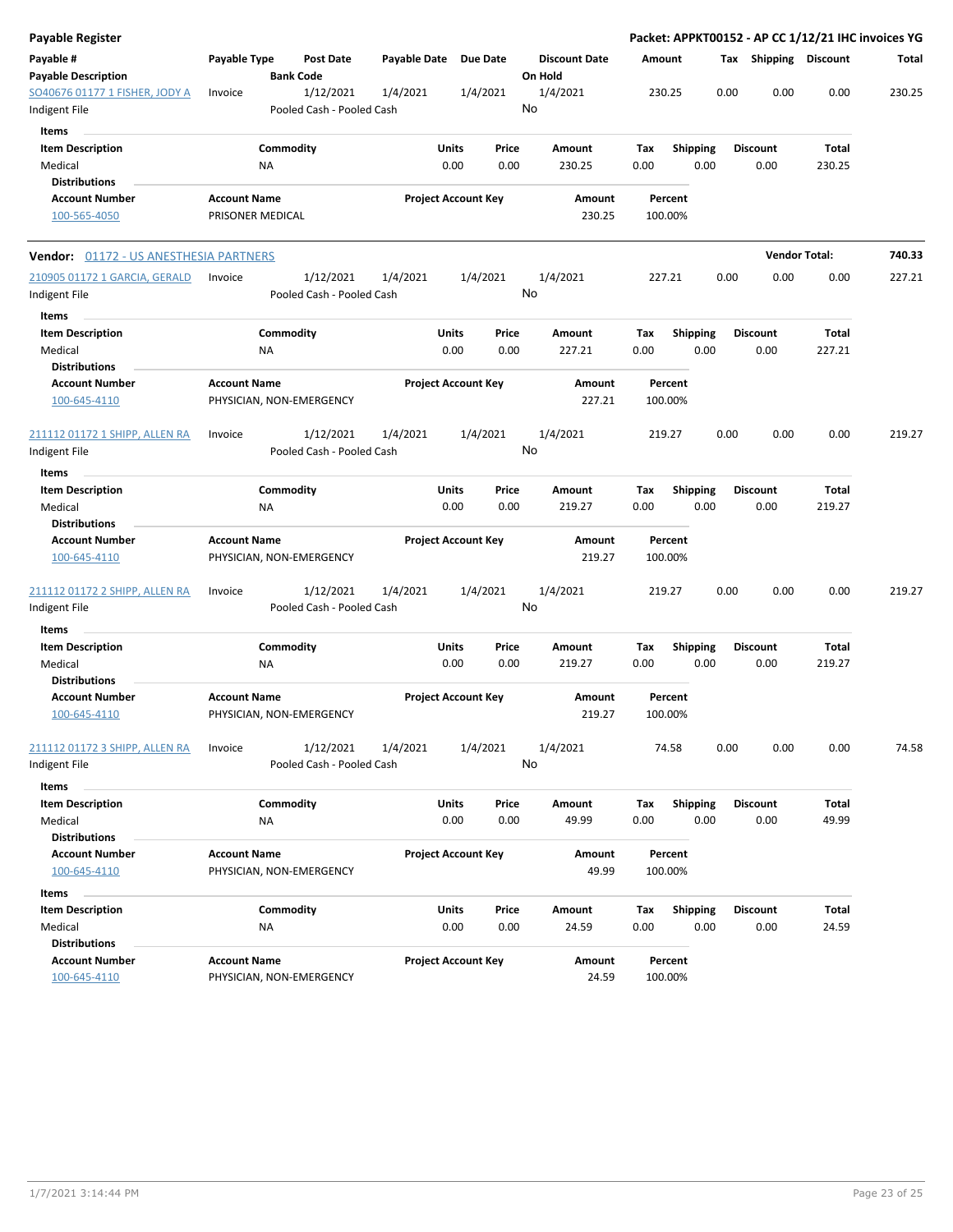**Payable Register** | **Packet: APPKT00152 - AP CC 1/12/21 IHC invoices YG**

| Payable # / Payable Description | Payable Type | Post Date / Bank Code | Payable Date | Due Date | Discount Date / On Hold | Amount | Tax | Shipping | Discount | Total |
|---|---|---|---|---|---|---|---|---|---|---|
| SO40676 01177 1 FISHER, JODY A | Invoice | 1/12/2021 | 1/4/2021 | 1/4/2021 | 1/4/2021 | 230.25 | 0.00 | 0.00 | 0.00 | 230.25 |
| Indigent File | | Pooled Cash - Pooled Cash | | | No | | | | | |

**Items**

| Item Description | Commodity | Units | Price | Amount | Tax | Shipping | Discount | Total |
|---|---|---|---|---|---|---|---|---|
| Medical | NA | 0.00 | 0.00 | 230.25 | 0.00 | 0.00 | 0.00 | 230.25 |

**Distributions**

| Account Number | Account Name | Project Account Key | Amount | Percent |
|---|---|---|---|---|
| 100-565-4050 | PRISONER MEDICAL | | 230.25 | 100.00% |

**Vendor:** 01172 - US ANESTHESIA PARTNERS — **Vendor Total: 740.33**

| Payable # / Payable Description | Payable Type | Post Date / Bank Code | Payable Date | Due Date | Discount Date / On Hold | Amount | Tax | Shipping | Discount | Total |
|---|---|---|---|---|---|---|---|---|---|---|
| 210905 01172 1 GARCIA, GERALD | Invoice | 1/12/2021 | 1/4/2021 | 1/4/2021 | 1/4/2021 | 227.21 | 0.00 | 0.00 | 0.00 | 227.21 |
| Indigent File | | Pooled Cash - Pooled Cash | | | No | | | | | |

**Items**

| Item Description | Commodity | Units | Price | Amount | Tax | Shipping | Discount | Total |
|---|---|---|---|---|---|---|---|---|
| Medical | NA | 0.00 | 0.00 | 227.21 | 0.00 | 0.00 | 0.00 | 227.21 |

**Distributions**

| Account Number | Account Name | Project Account Key | Amount | Percent |
|---|---|---|---|---|
| 100-645-4110 | PHYSICIAN, NON-EMERGENCY | | 227.21 | 100.00% |

| Payable # / Payable Description | Payable Type | Post Date / Bank Code | Payable Date | Due Date | Discount Date / On Hold | Amount | Tax | Shipping | Discount | Total |
|---|---|---|---|---|---|---|---|---|---|---|
| 211112 01172 1 SHIPP, ALLEN RA | Invoice | 1/12/2021 | 1/4/2021 | 1/4/2021 | 1/4/2021 | 219.27 | 0.00 | 0.00 | 0.00 | 219.27 |
| Indigent File | | Pooled Cash - Pooled Cash | | | No | | | | | |

**Items**

| Item Description | Commodity | Units | Price | Amount | Tax | Shipping | Discount | Total |
|---|---|---|---|---|---|---|---|---|
| Medical | NA | 0.00 | 0.00 | 219.27 | 0.00 | 0.00 | 0.00 | 219.27 |

**Distributions**

| Account Number | Account Name | Project Account Key | Amount | Percent |
|---|---|---|---|---|
| 100-645-4110 | PHYSICIAN, NON-EMERGENCY | | 219.27 | 100.00% |

| Payable # / Payable Description | Payable Type | Post Date / Bank Code | Payable Date | Due Date | Discount Date / On Hold | Amount | Tax | Shipping | Discount | Total |
|---|---|---|---|---|---|---|---|---|---|---|
| 211112 01172 2 SHIPP, ALLEN RA | Invoice | 1/12/2021 | 1/4/2021 | 1/4/2021 | 1/4/2021 | 219.27 | 0.00 | 0.00 | 0.00 | 219.27 |
| Indigent File | | Pooled Cash - Pooled Cash | | | No | | | | | |

**Items**

| Item Description | Commodity | Units | Price | Amount | Tax | Shipping | Discount | Total |
|---|---|---|---|---|---|---|---|---|
| Medical | NA | 0.00 | 0.00 | 219.27 | 0.00 | 0.00 | 0.00 | 219.27 |

**Distributions**

| Account Number | Account Name | Project Account Key | Amount | Percent |
|---|---|---|---|---|
| 100-645-4110 | PHYSICIAN, NON-EMERGENCY | | 219.27 | 100.00% |

| Payable # / Payable Description | Payable Type | Post Date / Bank Code | Payable Date | Due Date | Discount Date / On Hold | Amount | Tax | Shipping | Discount | Total |
|---|---|---|---|---|---|---|---|---|---|---|
| 211112 01172 3 SHIPP, ALLEN RA | Invoice | 1/12/2021 | 1/4/2021 | 1/4/2021 | 1/4/2021 | 74.58 | 0.00 | 0.00 | 0.00 | 74.58 |
| Indigent File | | Pooled Cash - Pooled Cash | | | No | | | | | |

**Items**

| Item Description | Commodity | Units | Price | Amount | Tax | Shipping | Discount | Total |
|---|---|---|---|---|---|---|---|---|
| Medical | NA | 0.00 | 0.00 | 49.99 | 0.00 | 0.00 | 0.00 | 49.99 |

**Distributions**

| Account Number | Account Name | Project Account Key | Amount | Percent |
|---|---|---|---|---|
| 100-645-4110 | PHYSICIAN, NON-EMERGENCY | | 49.99 | 100.00% |

**Items**

| Item Description | Commodity | Units | Price | Amount | Tax | Shipping | Discount | Total |
|---|---|---|---|---|---|---|---|---|
| Medical | NA | 0.00 | 0.00 | 24.59 | 0.00 | 0.00 | 0.00 | 24.59 |

**Distributions**

| Account Number | Account Name | Project Account Key | Amount | Percent |
|---|---|---|---|---|
| 100-645-4110 | PHYSICIAN, NON-EMERGENCY | | 24.59 | 100.00% |

1/7/2021 3:14:44 PM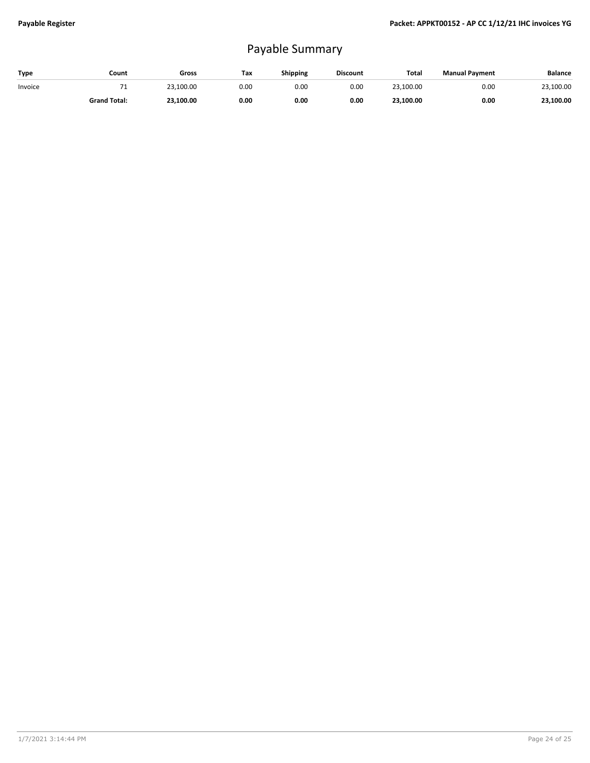# Payable Summary

| Type | Count | Gross | Tax | Shipping | Discount | Total | Manual Payment | Balance |
|---|---|---|---|---|---|---|---|---|
| Invoice | 71 | 23,100.00 | 0.00 | 0.00 | 0.00 | 23,100.00 | 0.00 | 23,100.00 |
| | **Grand Total:** | **23,100.00** | **0.00** | **0.00** | **0.00** | **23,100.00** | **0.00** | **23,100.00** |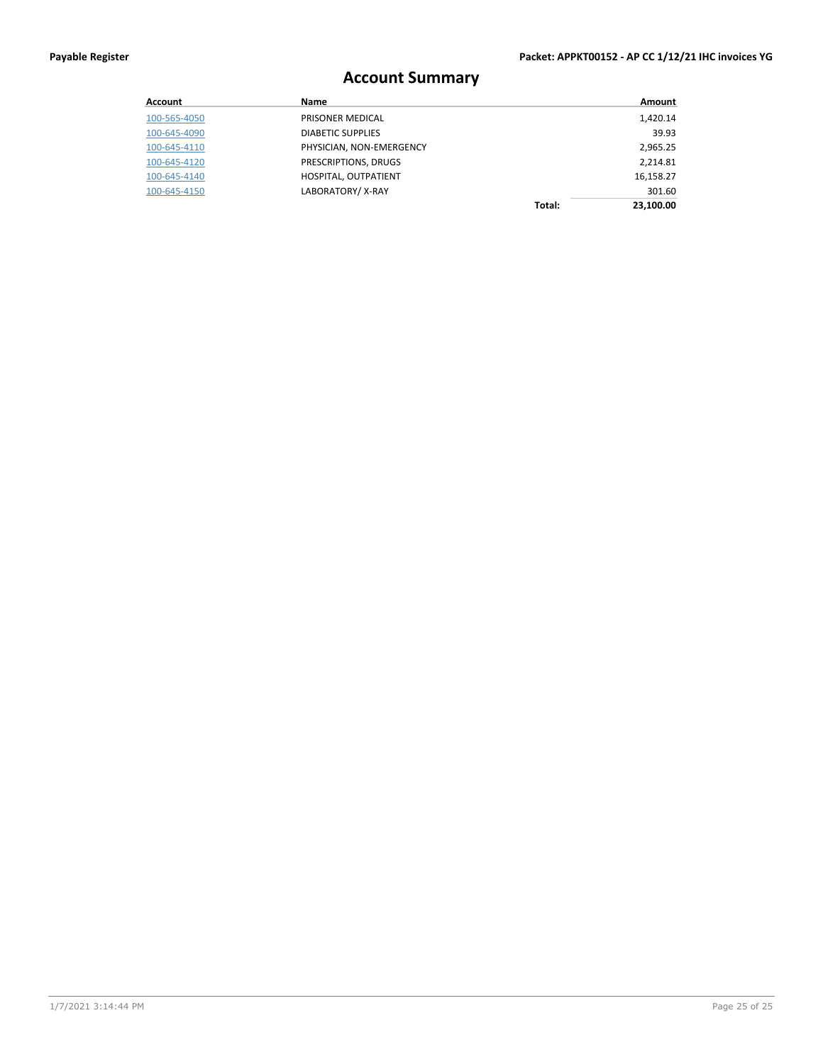# Account Summary

| Account | Name | | Amount |
|---|---|---|---|
| 100-565-4050 | PRISONER MEDICAL | | 1,420.14 |
| 100-645-4090 | DIABETIC SUPPLIES | | 39.93 |
| 100-645-4110 | PHYSICIAN, NON-EMERGENCY | | 2,965.25 |
| 100-645-4120 | PRESCRIPTIONS, DRUGS | | 2,214.81 |
| 100-645-4140 | HOSPITAL, OUTPATIENT | | 16,158.27 |
| 100-645-4150 | LABORATORY/ X-RAY | | 301.60 |
| | | **Total:** | **23,100.00** |